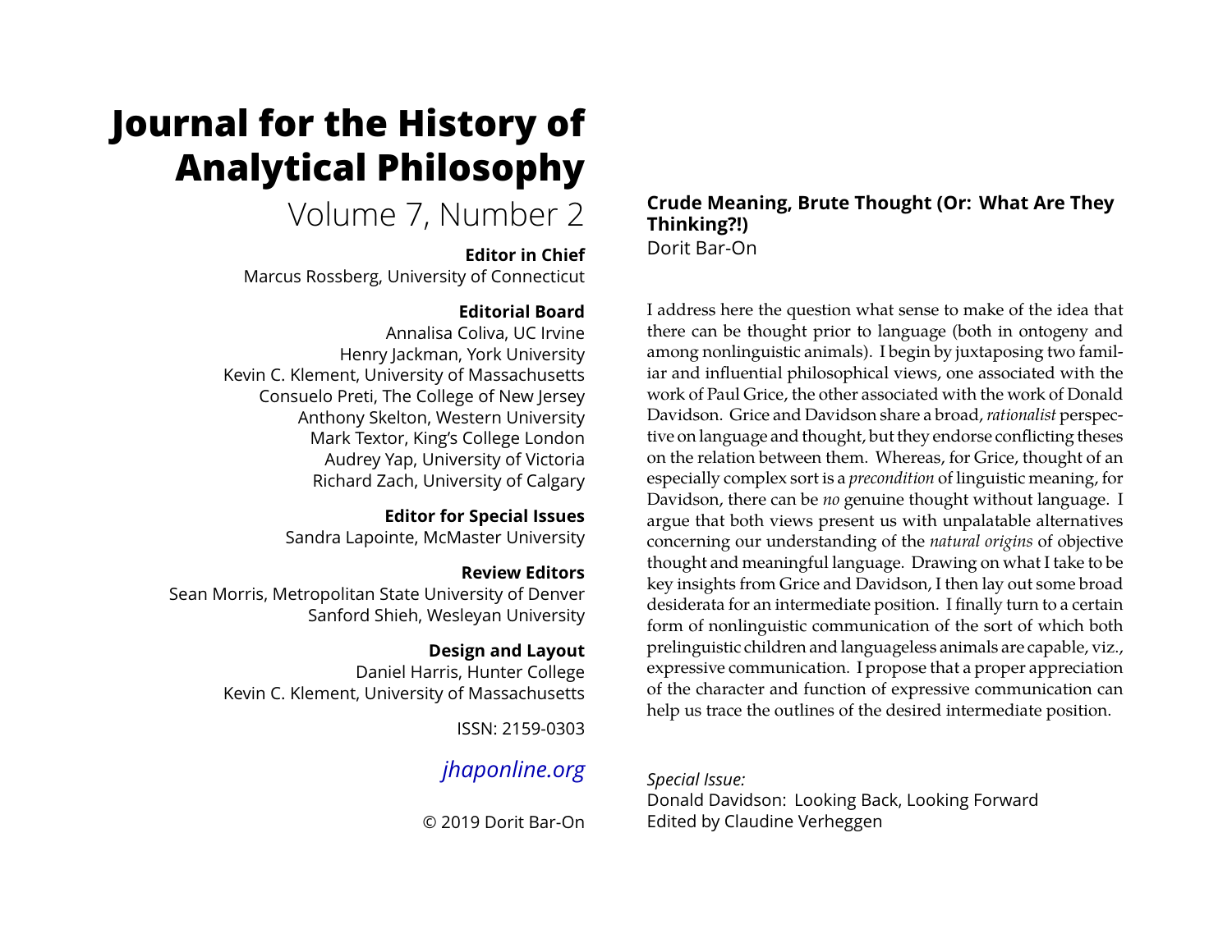# Journal for the History of Analytical Philosophy

Volume 7, Number 2

**Editor in Chief**
Marcus Rossberg, University of Connecticut

**Editorial Board**
Annalisa Coliva, UC Irvine
Henry Jackman, York University
Kevin C. Klement, University of Massachusetts
Consuelo Preti, The College of New Jersey
Anthony Skelton, Western University
Mark Textor, King's College London
Audrey Yap, University of Victoria
Richard Zach, University of Calgary

**Editor for Special Issues**
Sandra Lapointe, McMaster University

**Review Editors**
Sean Morris, Metropolitan State University of Denver
Sanford Shieh, Wesleyan University

**Design and Layout**
Daniel Harris, Hunter College
Kevin C. Klement, University of Massachusetts

ISSN: 2159-0303

*jhaponline.org*

© 2019 Dorit Bar-On

## Crude Meaning, Brute Thought (Or: What Are They Thinking?!)

Dorit Bar-On

I address here the question what sense to make of the idea that there can be thought prior to language (both in ontogeny and among nonlinguistic animals). I begin by juxtaposing two familiar and influential philosophical views, one associated with the work of Paul Grice, the other associated with the work of Donald Davidson. Grice and Davidson share a broad, *rationalist* perspective on language and thought, but they endorse conflicting theses on the relation between them. Whereas, for Grice, thought of an especially complex sort is a *precondition* of linguistic meaning, for Davidson, there can be *no* genuine thought without language. I argue that both views present us with unpalatable alternatives concerning our understanding of the *natural origins* of objective thought and meaningful language. Drawing on what I take to be key insights from Grice and Davidson, I then lay out some broad desiderata for an intermediate position. I finally turn to a certain form of nonlinguistic communication of the sort of which both prelinguistic children and languageless animals are capable, viz., expressive communication. I propose that a proper appreciation of the character and function of expressive communication can help us trace the outlines of the desired intermediate position.

*Special Issue:*
Donald Davidson: Looking Back, Looking Forward
Edited by Claudine Verheggen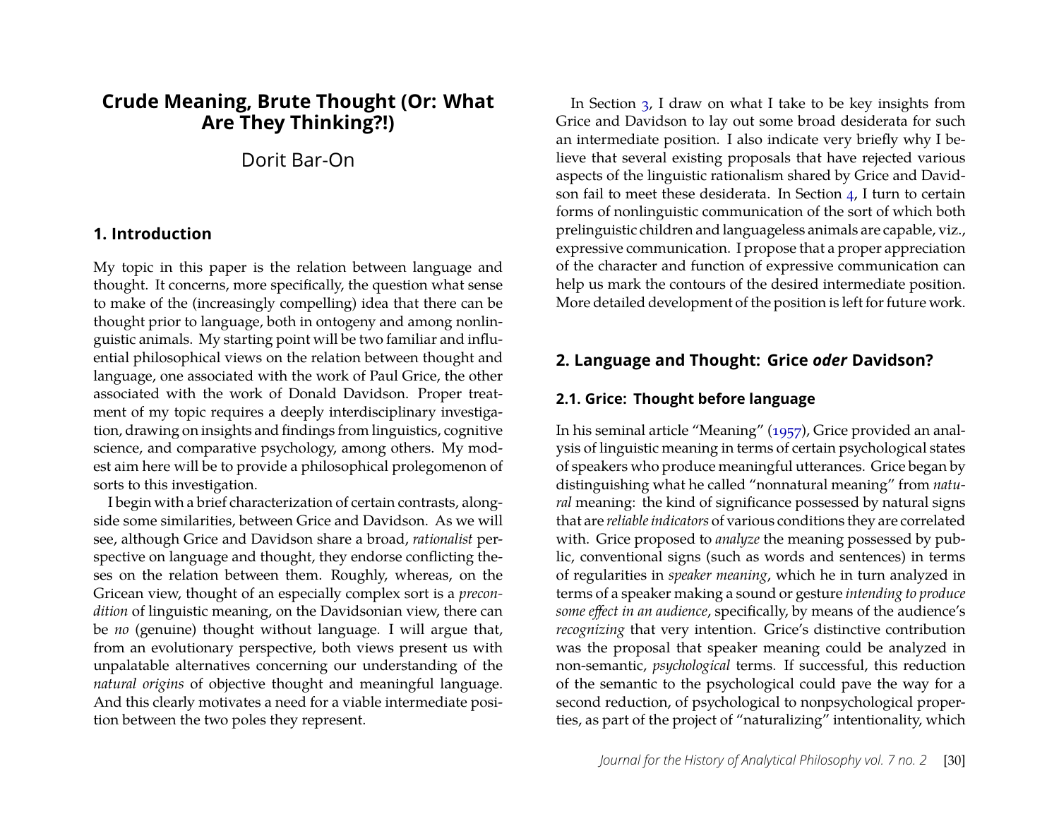# Crude Meaning, Brute Thought (Or: What Are They Thinking?!)

Dorit Bar-On

## 1. Introduction

My topic in this paper is the relation between language and thought. It concerns, more specifically, the question what sense to make of the (increasingly compelling) idea that there can be thought prior to language, both in ontogeny and among nonlinguistic animals. My starting point will be two familiar and influential philosophical views on the relation between thought and language, one associated with the work of Paul Grice, the other associated with the work of Donald Davidson. Proper treatment of my topic requires a deeply interdisciplinary investigation, drawing on insights and findings from linguistics, cognitive science, and comparative psychology, among others. My modest aim here will be to provide a philosophical prolegomenon of sorts to this investigation.

I begin with a brief characterization of certain contrasts, alongside some similarities, between Grice and Davidson. As we will see, although Grice and Davidson share a broad, *rationalist* perspective on language and thought, they endorse conflicting theses on the relation between them. Roughly, whereas, on the Gricean view, thought of an especially complex sort is a *precondition* of linguistic meaning, on the Davidsonian view, there can be *no* (genuine) thought without language. I will argue that, from an evolutionary perspective, both views present us with unpalatable alternatives concerning our understanding of the *natural origins* of objective thought and meaningful language. And this clearly motivates a need for a viable intermediate position between the two poles they represent.

In Section 3, I draw on what I take to be key insights from Grice and Davidson to lay out some broad desiderata for such an intermediate position. I also indicate very briefly why I believe that several existing proposals that have rejected various aspects of the linguistic rationalism shared by Grice and Davidson fail to meet these desiderata. In Section 4, I turn to certain forms of nonlinguistic communication of the sort of which both prelinguistic children and languageless animals are capable, viz., expressive communication. I propose that a proper appreciation of the character and function of expressive communication can help us mark the contours of the desired intermediate position. More detailed development of the position is left for future work.

## 2. Language and Thought: Grice *oder* Davidson?

### 2.1. Grice: Thought before language

In his seminal article "Meaning" (1957), Grice provided an analysis of linguistic meaning in terms of certain psychological states of speakers who produce meaningful utterances. Grice began by distinguishing what he called "nonnatural meaning" from *natural* meaning: the kind of significance possessed by natural signs that are *reliable indicators* of various conditions they are correlated with. Grice proposed to *analyze* the meaning possessed by public, conventional signs (such as words and sentences) in terms of regularities in *speaker meaning*, which he in turn analyzed in terms of a speaker making a sound or gesture *intending to produce some effect in an audience*, specifically, by means of the audience's *recognizing* that very intention. Grice's distinctive contribution was the proposal that speaker meaning could be analyzed in non-semantic, *psychological* terms. If successful, this reduction of the semantic to the psychological could pave the way for a second reduction, of psychological to nonpsychological properties, as part of the project of "naturalizing" intentionality, which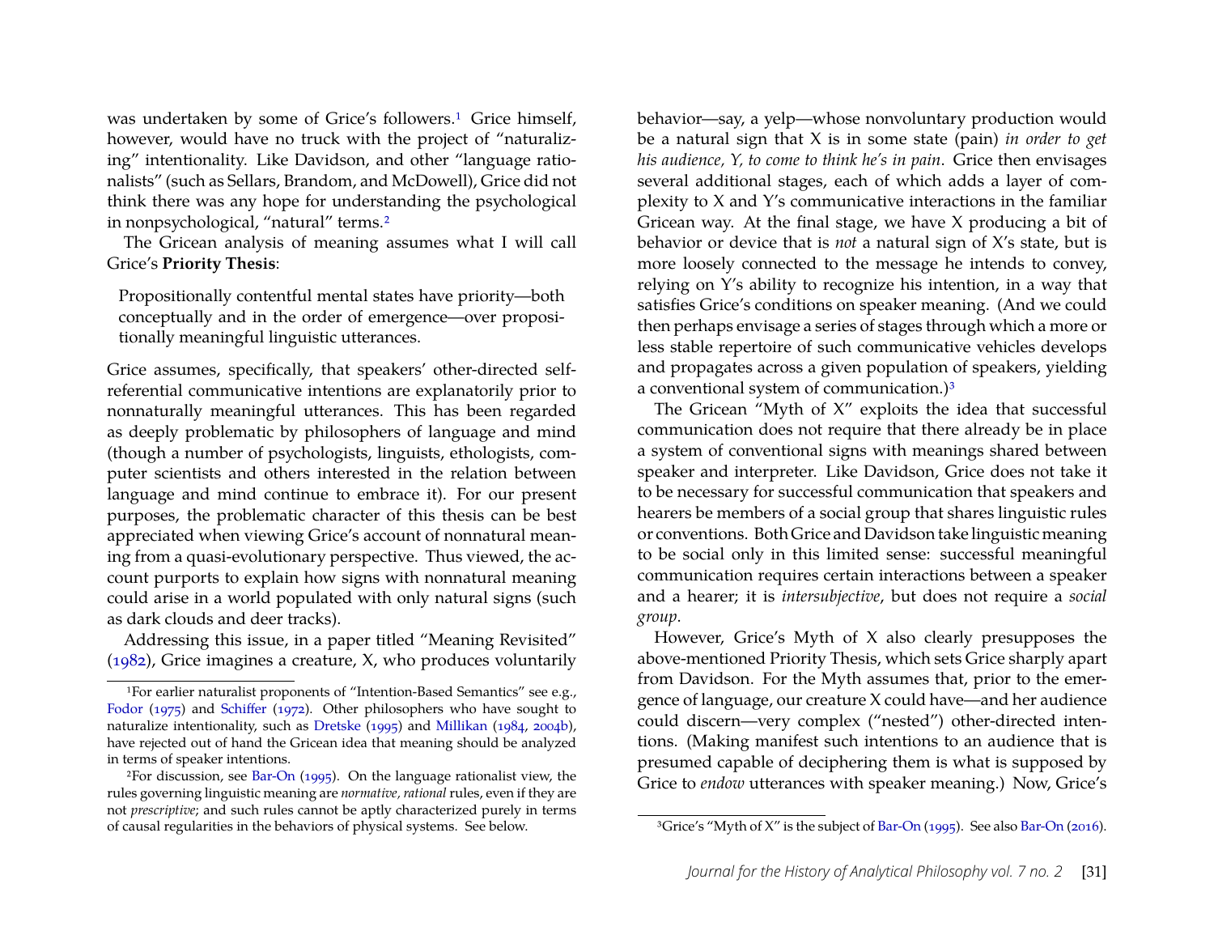was undertaken by some of Grice's followers.[1] Grice himself, however, would have no truck with the project of "naturalizing" intentionality. Like Davidson, and other "language rationalists" (such as Sellars, Brandom, and McDowell), Grice did not think there was any hope for understanding the psychological in nonpsychological, "natural" terms.[2]

The Gricean analysis of meaning assumes what I will call Grice's **Priority Thesis**:

> Propositionally contentful mental states have priority—both conceptually and in the order of emergence—over propositionally meaningful linguistic utterances.

Grice assumes, specifically, that speakers' other-directed self-referential communicative intentions are explanatorily prior to nonnaturally meaningful utterances. This has been regarded as deeply problematic by philosophers of language and mind (though a number of psychologists, linguists, ethologists, computer scientists and others interested in the relation between language and mind continue to embrace it). For our present purposes, the problematic character of this thesis can be best appreciated when viewing Grice's account of nonnatural meaning from a quasi-evolutionary perspective. Thus viewed, the account purports to explain how signs with nonnatural meaning could arise in a world populated with only natural signs (such as dark clouds and deer tracks).

Addressing this issue, in a paper titled "Meaning Revisited" (1982), Grice imagines a creature, X, who produces voluntarily behavior—say, a yelp—whose nonvoluntary production would be a natural sign that X is in some state (pain) *in order to get his audience, Y, to come to think he's in pain*. Grice then envisages several additional stages, each of which adds a layer of complexity to X and Y's communicative interactions in the familiar Gricean way. At the final stage, we have X producing a bit of behavior or device that is *not* a natural sign of X's state, but is more loosely connected to the message he intends to convey, relying on Y's ability to recognize his intention, in a way that satisfies Grice's conditions on speaker meaning. (And we could then perhaps envisage a series of stages through which a more or less stable repertoire of such communicative vehicles develops and propagates across a given population of speakers, yielding a conventional system of communication.)[3]

The Gricean "Myth of X" exploits the idea that successful communication does not require that there already be in place a system of conventional signs with meanings shared between speaker and interpreter. Like Davidson, Grice does not take it to be necessary for successful communication that speakers and hearers be members of a social group that shares linguistic rules or conventions. Both Grice and Davidson take linguistic meaning to be social only in this limited sense: successful meaningful communication requires certain interactions between a speaker and a hearer; it is *intersubjective*, but does not require a *social group*.

However, Grice's Myth of X also clearly presupposes the above-mentioned Priority Thesis, which sets Grice sharply apart from Davidson. For the Myth assumes that, prior to the emergence of language, our creature X could have—and her audience could discern—very complex ("nested") other-directed intentions. (Making manifest such intentions to an audience that is presumed capable of deciphering them is what is supposed by Grice to *endow* utterances with speaker meaning.) Now, Grice's

---

[1] For earlier naturalist proponents of "Intention-Based Semantics" see e.g., Fodor (1975) and Schiffer (1972). Other philosophers who have sought to naturalize intentionality, such as Dretske (1995) and Millikan (1984, 2004b), have rejected out of hand the Gricean idea that meaning should be analyzed in terms of speaker intentions.

[2] For discussion, see Bar-On (1995). On the language rationalist view, the rules governing linguistic meaning are *normative, rational* rules, even if they are not *prescriptive*; and such rules cannot be aptly characterized purely in terms of causal regularities in the behaviors of physical systems. See below.

[3] Grice's "Myth of X" is the subject of Bar-On (1995). See also Bar-On (2016).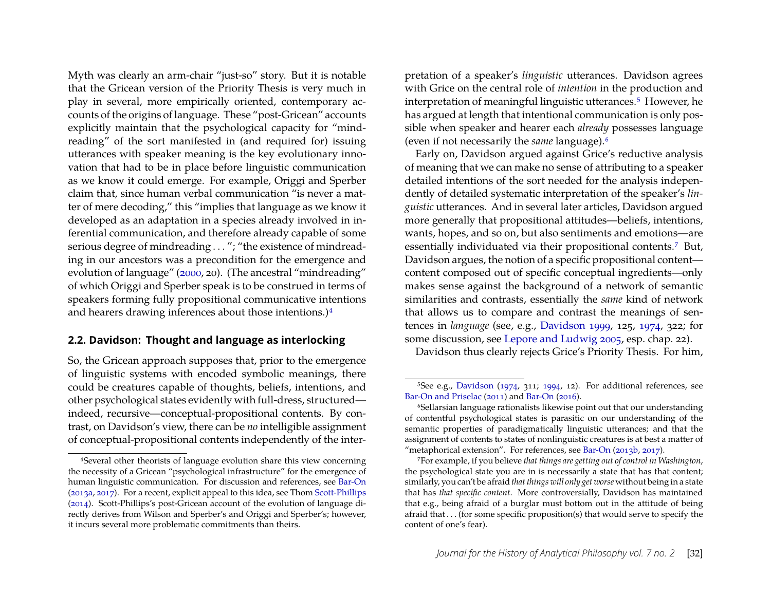Myth was clearly an arm-chair "just-so" story. But it is notable that the Gricean version of the Priority Thesis is very much in play in several, more empirically oriented, contemporary accounts of the origins of language. These "post-Gricean" accounts explicitly maintain that the psychological capacity for "mind-reading" of the sort manifested in (and required for) issuing utterances with speaker meaning is the key evolutionary innovation that had to be in place before linguistic communication as we know it could emerge. For example, Origgi and Sperber claim that, since human verbal communication "is never a matter of mere decoding," this "implies that language as we know it developed as an adaptation in a species already involved in inferential communication, and therefore already capable of some serious degree of mindreading . . . "; "the existence of mindreading in our ancestors was a precondition for the emergence and evolution of language" (2000, 20). (The ancestral "mindreading" of which Origgi and Sperber speak is to be construed in terms of speakers forming fully propositional communicative intentions and hearers drawing inferences about those intentions.)[4]

## 2.2. Davidson: Thought and language as interlocking

So, the Gricean approach supposes that, prior to the emergence of linguistic systems with encoded symbolic meanings, there could be creatures capable of thoughts, beliefs, intentions, and other psychological states evidently with full-dress, structured—indeed, recursive—conceptual-propositional contents. By contrast, on Davidson's view, there can be *no* intelligible assignment of conceptual-propositional contents independently of the interpretation of a speaker's *linguistic* utterances. Davidson agrees with Grice on the central role of *intention* in the production and interpretation of meaningful linguistic utterances.[5] However, he has argued at length that intentional communication is only possible when speaker and hearer each *already* possesses language (even if not necessarily the *same* language).[6]

Early on, Davidson argued against Grice's reductive analysis of meaning that we can make no sense of attributing to a speaker detailed intentions of the sort needed for the analysis independently of detailed systematic interpretation of the speaker's *linguistic* utterances. And in several later articles, Davidson argued more generally that propositional attitudes—beliefs, intentions, wants, hopes, and so on, but also sentiments and emotions—are essentially individuated via their propositional contents.[7] But, Davidson argues, the notion of a specific propositional content—content composed out of specific conceptual ingredients—only makes sense against the background of a network of semantic similarities and contrasts, essentially the *same* kind of network that allows us to compare and contrast the meanings of sentences in *language* (see, e.g., Davidson 1999, 125, 1974, 322; for some discussion, see Lepore and Ludwig 2005, esp. chap. 22).

Davidson thus clearly rejects Grice's Priority Thesis. For him,

---

[4]Several other theorists of language evolution share this view concerning the necessity of a Gricean "psychological infrastructure" for the emergence of human linguistic communication. For discussion and references, see Bar-On (2013a, 2017). For a recent, explicit appeal to this idea, see Thom Scott-Phillips (2014). Scott-Phillips's post-Gricean account of the evolution of language directly derives from Wilson and Sperber's and Origgi and Sperber's; however, it incurs several more problematic commitments than theirs.

[5]See e.g., Davidson (1974, 311; 1994, 12). For additional references, see Bar-On and Priselac (2011) and Bar-On (2016).

[6]Sellarsian language rationalists likewise point out that our understanding of contentful psychological states is parasitic on our understanding of the semantic properties of paradigmatically linguistic utterances; and that the assignment of contents to states of nonlinguistic creatures is at best a matter of "metaphorical extension". For references, see Bar-On (2013b, 2017).

[7]For example, if you believe *that things are getting out of control in Washington*, the psychological state you are in is necessarily a state that has that content; similarly, you can't be afraid *that things will only get worse* without being in a state that has *that specific content*. More controversially, Davidson has maintained that e.g., being afraid of a burglar must bottom out in the attitude of being afraid that . . . (for some specific proposition(s) that would serve to specify the content of one's fear).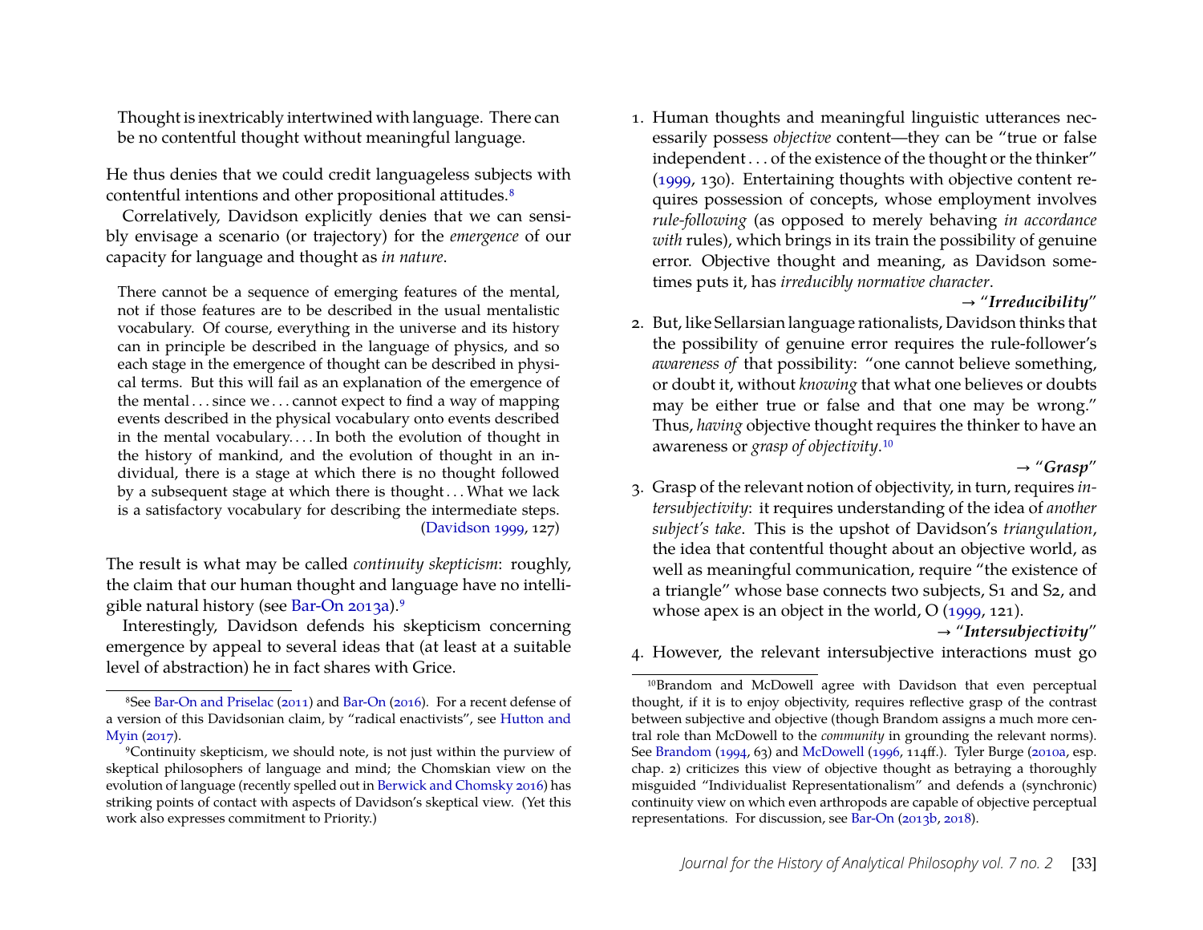> Thought is inextricably intertwined with language. There can be no contentful thought without meaningful language.

He thus denies that we could credit languageless subjects with contentful intentions and other propositional attitudes.[8]

Correlatively, Davidson explicitly denies that we can sensibly envisage a scenario (or trajectory) for the *emergence* of our capacity for language and thought as *in nature*.

> There cannot be a sequence of emerging features of the mental, not if those features are to be described in the usual mentalistic vocabulary. Of course, everything in the universe and its history can in principle be described in the language of physics, and so each stage in the emergence of thought can be described in physical terms. But this will fail as an explanation of the emergence of the mental . . . since we . . . cannot expect to find a way of mapping events described in the physical vocabulary onto events described in the mental vocabulary. . . . In both the evolution of thought in the history of mankind, and the evolution of thought in an individual, there is a stage at which there is no thought followed by a subsequent stage at which there is thought . . . What we lack is a satisfactory vocabulary for describing the intermediate steps. (Davidson 1999, 127)

The result is what may be called *continuity skepticism*: roughly, the claim that our human thought and language have no intelligible natural history (see Bar-On 2013a).[9]

Interestingly, Davidson defends his skepticism concerning emergence by appeal to several ideas that (at least at a suitable level of abstraction) he in fact shares with Grice.

1. Human thoughts and meaningful linguistic utterances necessarily possess *objective* content—they can be "true or false independent . . . of the existence of the thought or the thinker" (1999, 130). Entertaining thoughts with objective content requires possession of concepts, whose employment involves *rule-following* (as opposed to merely behaving *in accordance with* rules), which brings in its train the possibility of genuine error. Objective thought and meaning, as Davidson sometimes puts it, has *irreducibly normative character*.

   → "***Irreducibility***"

2. But, like Sellarsian language rationalists, Davidson thinks that the possibility of genuine error requires the rule-follower's *awareness of* that possibility: "one cannot believe something, or doubt it, without *knowing* that what one believes or doubts may be either true or false and that one may be wrong." Thus, *having* objective thought requires the thinker to have an awareness or *grasp of objectivity*.[10]

   → "***Grasp***"

3. Grasp of the relevant notion of objectivity, in turn, requires *intersubjectivity*: it requires understanding of the idea of *another subject's take*. This is the upshot of Davidson's *triangulation*, the idea that contentful thought about an objective world, as well as meaningful communication, require "the existence of a triangle" whose base connects two subjects, S1 and S2, and whose apex is an object in the world, O (1999, 121).

   → "***Intersubjectivity***"

4. However, the relevant intersubjective interactions must go

---

[8] See Bar-On and Priselac (2011) and Bar-On (2016). For a recent defense of a version of this Davidsonian claim, by "radical enactivists", see Hutton and Myin (2017).

[9] Continuity skepticism, we should note, is not just within the purview of skeptical philosophers of language and mind; the Chomskian view on the evolution of language (recently spelled out in Berwick and Chomsky 2016) has striking points of contact with aspects of Davidson's skeptical view. (Yet this work also expresses commitment to Priority.)

[10] Brandom and McDowell agree with Davidson that even perceptual thought, if it is to enjoy objectivity, requires reflective grasp of the contrast between subjective and objective (though Brandom assigns a much more central role than McDowell to the *community* in grounding the relevant norms). See Brandom (1994, 63) and McDowell (1996, 114ff.). Tyler Burge (2010a, esp. chap. 2) criticizes this view of objective thought as betraying a thoroughly misguided "Individualist Representationalism" and defends a (synchronic) continuity view on which even arthropods are capable of objective perceptual representations. For discussion, see Bar-On (2013b, 2018).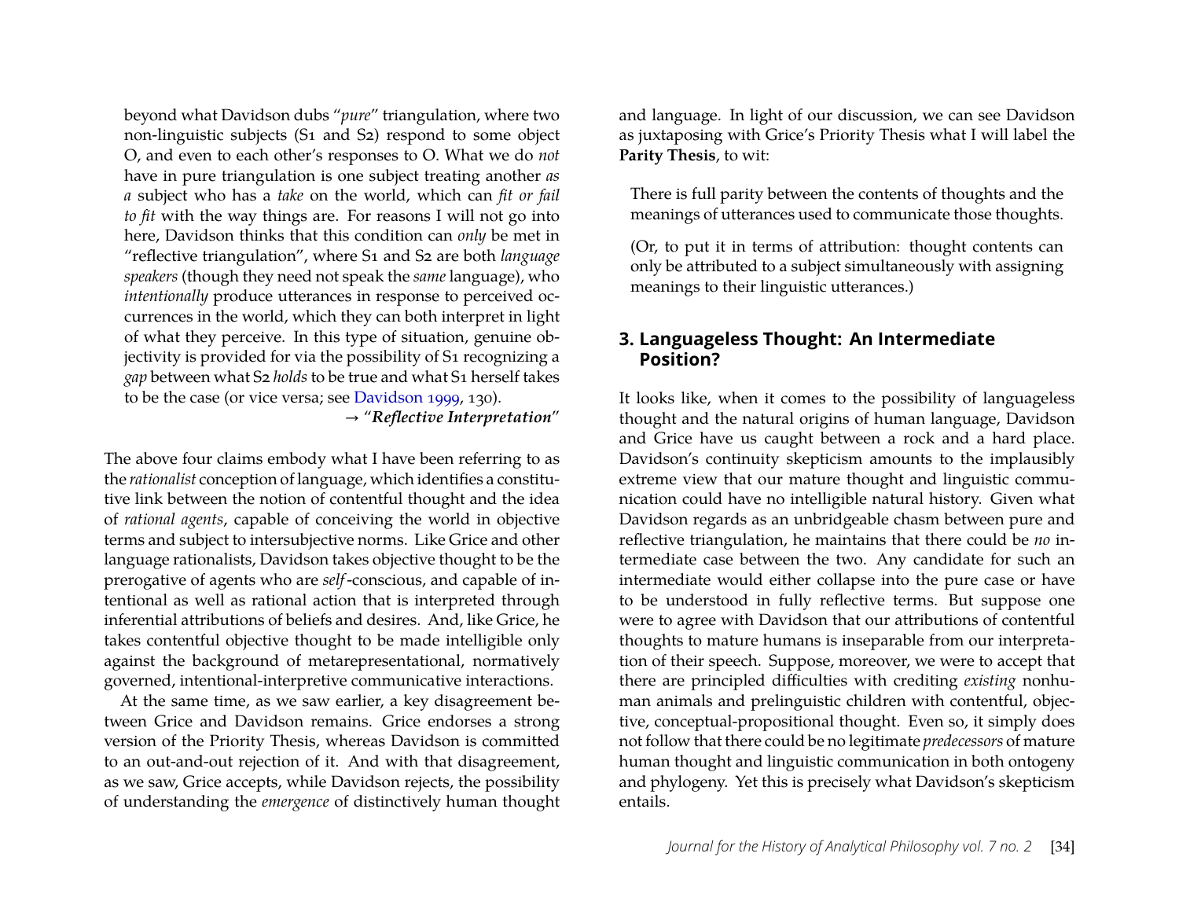beyond what Davidson dubs "*pure*" triangulation, where two non-linguistic subjects (S1 and S2) respond to some object O, and even to each other's responses to O. What we do *not* have in pure triangulation is one subject treating another *as a* subject who has a *take* on the world, which can *fit or fail to fit* with the way things are. For reasons I will not go into here, Davidson thinks that this condition can *only* be met in "reflective triangulation", where S1 and S2 are both *language speakers* (though they need not speak the *same* language), who *intentionally* produce utterances in response to perceived occurrences in the world, which they can both interpret in light of what they perceive. In this type of situation, genuine objectivity is provided for via the possibility of S1 recognizing a *gap* between what S2 *holds* to be true and what S1 herself takes to be the case (or vice versa; see Davidson 1999, 130).

→ "***Reflective Interpretation***"

The above four claims embody what I have been referring to as the *rationalist* conception of language, which identifies a constitutive link between the notion of contentful thought and the idea of *rational agents*, capable of conceiving the world in objective terms and subject to intersubjective norms. Like Grice and other language rationalists, Davidson takes objective thought to be the prerogative of agents who are *self*-conscious, and capable of intentional as well as rational action that is interpreted through inferential attributions of beliefs and desires. And, like Grice, he takes contentful objective thought to be made intelligible only against the background of metarepresentational, normatively governed, intentional-interpretive communicative interactions.

At the same time, as we saw earlier, a key disagreement between Grice and Davidson remains. Grice endorses a strong version of the Priority Thesis, whereas Davidson is committed to an out-and-out rejection of it. And with that disagreement, as we saw, Grice accepts, while Davidson rejects, the possibility of understanding the *emergence* of distinctively human thought and language. In light of our discussion, we can see Davidson as juxtaposing with Grice's Priority Thesis what I will label the **Parity Thesis**, to wit:

> There is full parity between the contents of thoughts and the meanings of utterances used to communicate those thoughts.
>
> (Or, to put it in terms of attribution: thought contents can only be attributed to a subject simultaneously with assigning meanings to their linguistic utterances.)

## 3. Languageless Thought: An Intermediate Position?

It looks like, when it comes to the possibility of languageless thought and the natural origins of human language, Davidson and Grice have us caught between a rock and a hard place. Davidson's continuity skepticism amounts to the implausibly extreme view that our mature thought and linguistic communication could have no intelligible natural history. Given what Davidson regards as an unbridgeable chasm between pure and reflective triangulation, he maintains that there could be *no* intermediate case between the two. Any candidate for such an intermediate would either collapse into the pure case or have to be understood in fully reflective terms. But suppose one were to agree with Davidson that our attributions of contentful thoughts to mature humans is inseparable from our interpretation of their speech. Suppose, moreover, we were to accept that there are principled difficulties with crediting *existing* nonhuman animals and prelinguistic children with contentful, objective, conceptual-propositional thought. Even so, it simply does not follow that there could be no legitimate *predecessors* of mature human thought and linguistic communication in both ontogeny and phylogeny. Yet this is precisely what Davidson's skepticism entails.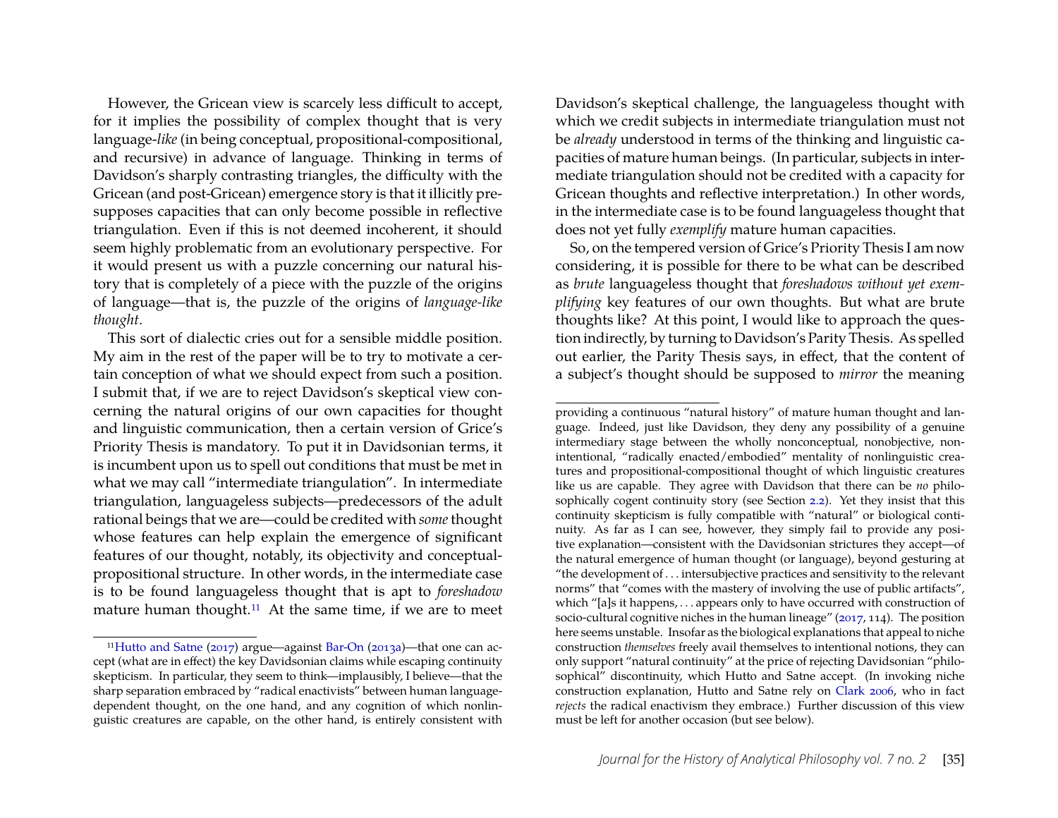However, the Gricean view is scarcely less difficult to accept, for it implies the possibility of complex thought that is very language-*like* (in being conceptual, propositional-compositional, and recursive) in advance of language. Thinking in terms of Davidson's sharply contrasting triangles, the difficulty with the Gricean (and post-Gricean) emergence story is that it illicitly presupposes capacities that can only become possible in reflective triangulation. Even if this is not deemed incoherent, it should seem highly problematic from an evolutionary perspective. For it would present us with a puzzle concerning our natural history that is completely of a piece with the puzzle of the origins of language—that is, the puzzle of the origins of *language-like thought*.

This sort of dialectic cries out for a sensible middle position. My aim in the rest of the paper will be to try to motivate a certain conception of what we should expect from such a position. I submit that, if we are to reject Davidson's skeptical view concerning the natural origins of our own capacities for thought and linguistic communication, then a certain version of Grice's Priority Thesis is mandatory. To put it in Davidsonian terms, it is incumbent upon us to spell out conditions that must be met in what we may call "intermediate triangulation". In intermediate triangulation, languageless subjects—predecessors of the adult rational beings that we are—could be credited with *some* thought whose features can help explain the emergence of significant features of our thought, notably, its objectivity and conceptual-propositional structure. In other words, in the intermediate case is to be found languageless thought that is apt to *foreshadow* mature human thought.[11] At the same time, if we are to meet Davidson's skeptical challenge, the languageless thought with which we credit subjects in intermediate triangulation must not be *already* understood in terms of the thinking and linguistic capacities of mature human beings. (In particular, subjects in intermediate triangulation should not be credited with a capacity for Gricean thoughts and reflective interpretation.) In other words, in the intermediate case is to be found languageless thought that does not yet fully *exemplify* mature human capacities.

So, on the tempered version of Grice's Priority Thesis I am now considering, it is possible for there to be what can be described as *brute* languageless thought that *foreshadows without yet exemplifying* key features of our own thoughts. But what are brute thoughts like? At this point, I would like to approach the question indirectly, by turning to Davidson's Parity Thesis. As spelled out earlier, the Parity Thesis says, in effect, that the content of a subject's thought should be supposed to *mirror* the meaning

---

[11] Hutto and Satne (2017) argue—against Bar-On (2013a)—that one can accept (what are in effect) the key Davidsonian claims while escaping continuity skepticism. In particular, they seem to think—implausibly, I believe—that the sharp separation embraced by "radical enactivists" between human language-dependent thought, on the one hand, and any cognition of which nonlinguistic creatures are capable, on the other hand, is entirely consistent with providing a continuous "natural history" of mature human thought and language. Indeed, just like Davidson, they deny any possibility of a genuine intermediary stage between the wholly nonconceptual, nonobjective, nonintentional, "radically enacted/embodied" mentality of nonlinguistic creatures and propositional-compositional thought of which linguistic creatures like us are capable. They agree with Davidson that there can be *no* philosophically cogent continuity story (see Section 2.2). Yet they insist that this continuity skepticism is fully compatible with "natural" or biological continuity. As far as I can see, however, they simply fail to provide any positive explanation—consistent with the Davidsonian strictures they accept—of the natural emergence of human thought (or language), beyond gesturing at "the development of . . . intersubjective practices and sensitivity to the relevant norms" that "comes with the mastery of involving the use of public artifacts", which "[a]s it happens, . . . appears only to have occurred with construction of socio-cultural cognitive niches in the human lineage" (2017, 114). The position here seems unstable. Insofar as the biological explanations that appeal to niche construction *themselves* freely avail themselves to intentional notions, they can only support "natural continuity" at the price of rejecting Davidsonian "philosophical" discontinuity, which Hutto and Satne accept. (In invoking niche construction explanation, Hutto and Satne rely on Clark 2006, who in fact *rejects* the radical enactivism they embrace.) Further discussion of this view must be left for another occasion (but see below).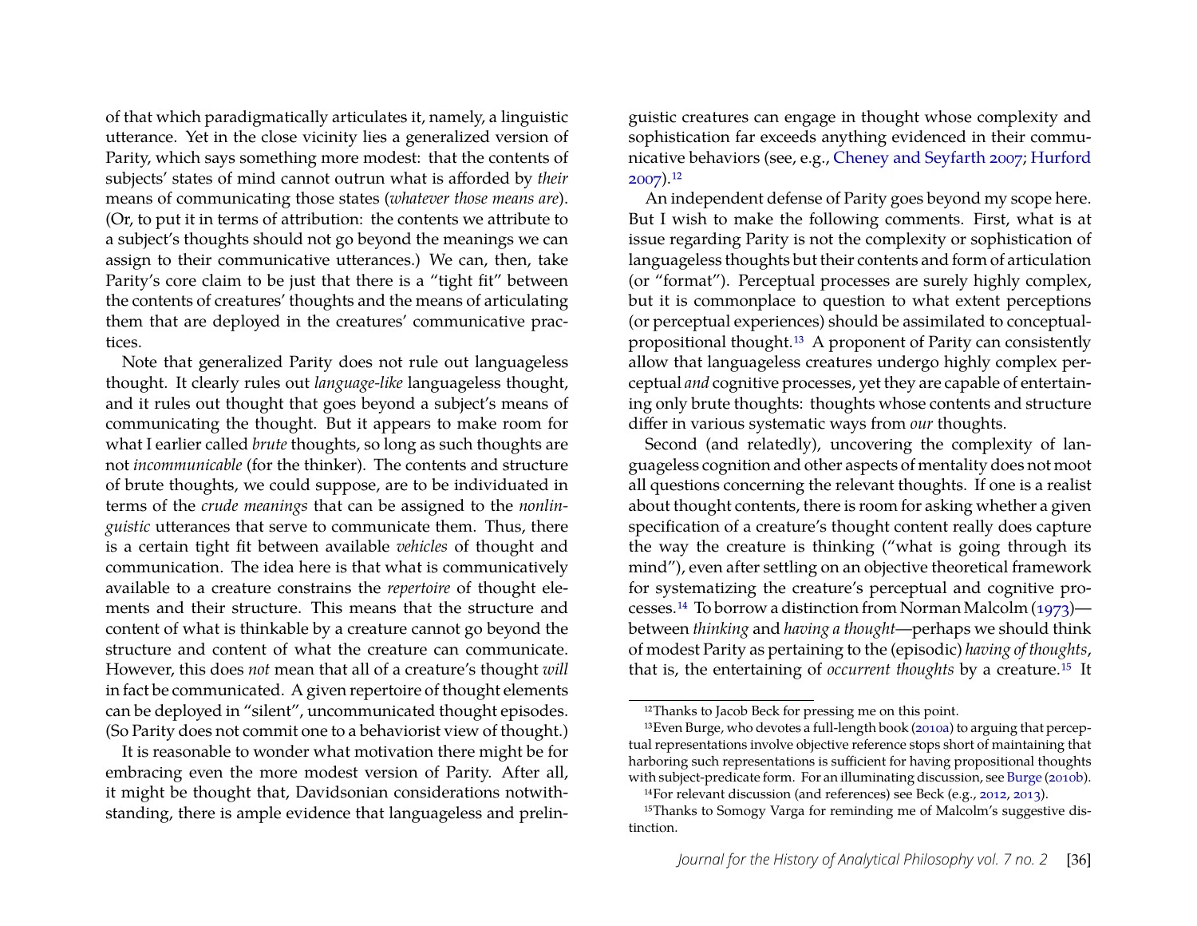of that which paradigmatically articulates it, namely, a linguistic utterance. Yet in the close vicinity lies a generalized version of Parity, which says something more modest: that the contents of subjects' states of mind cannot outrun what is afforded by *their* means of communicating those states (*whatever those means are*). (Or, to put it in terms of attribution: the contents we attribute to a subject's thoughts should not go beyond the meanings we can assign to their communicative utterances.) We can, then, take Parity's core claim to be just that there is a "tight fit" between the contents of creatures' thoughts and the means of articulating them that are deployed in the creatures' communicative practices.

Note that generalized Parity does not rule out languageless thought. It clearly rules out *language-like* languageless thought, and it rules out thought that goes beyond a subject's means of communicating the thought. But it appears to make room for what I earlier called *brute* thoughts, so long as such thoughts are not *incommunicable* (for the thinker). The contents and structure of brute thoughts, we could suppose, are to be individuated in terms of the *crude meanings* that can be assigned to the *nonlinguistic* utterances that serve to communicate them. Thus, there is a certain tight fit between available *vehicles* of thought and communication. The idea here is that what is communicatively available to a creature constrains the *repertoire* of thought elements and their structure. This means that the structure and content of what is thinkable by a creature cannot go beyond the structure and content of what the creature can communicate. However, this does *not* mean that all of a creature's thought *will* in fact be communicated. A given repertoire of thought elements can be deployed in "silent", uncommunicated thought episodes. (So Parity does not commit one to a behaviorist view of thought.)

It is reasonable to wonder what motivation there might be for embracing even the more modest version of Parity. After all, it might be thought that, Davidsonian considerations notwithstanding, there is ample evidence that languageless and prelinguistic creatures can engage in thought whose complexity and sophistication far exceeds anything evidenced in their communicative behaviors (see, e.g., Cheney and Seyfarth 2007; Hurford 2007).[12]

An independent defense of Parity goes beyond my scope here. But I wish to make the following comments. First, what is at issue regarding Parity is not the complexity or sophistication of languageless thoughts but their contents and form of articulation (or "format"). Perceptual processes are surely highly complex, but it is commonplace to question to what extent perceptions (or perceptual experiences) should be assimilated to conceptual-propositional thought.[13] A proponent of Parity can consistently allow that languageless creatures undergo highly complex perceptual *and* cognitive processes, yet they are capable of entertaining only brute thoughts: thoughts whose contents and structure differ in various systematic ways from *our* thoughts.

Second (and relatedly), uncovering the complexity of languageless cognition and other aspects of mentality does not moot all questions concerning the relevant thoughts. If one is a realist about thought contents, there is room for asking whether a given specification of a creature's thought content really does capture the way the creature is thinking ("what is going through its mind"), even after settling on an objective theoretical framework for systematizing the creature's perceptual and cognitive processes.[14] To borrow a distinction from Norman Malcolm (1973)—between *thinking* and *having a thought*—perhaps we should think of modest Parity as pertaining to the (episodic) *having of thoughts*, that is, the entertaining of *occurrent thoughts* by a creature.[15] It

---

[12] Thanks to Jacob Beck for pressing me on this point.

[13] Even Burge, who devotes a full-length book (2010a) to arguing that perceptual representations involve objective reference stops short of maintaining that harboring such representations is sufficient for having propositional thoughts with subject-predicate form. For an illuminating discussion, see Burge (2010b).

[14] For relevant discussion (and references) see Beck (e.g., 2012, 2013).

[15] Thanks to Somogy Varga for reminding me of Malcolm's suggestive distinction.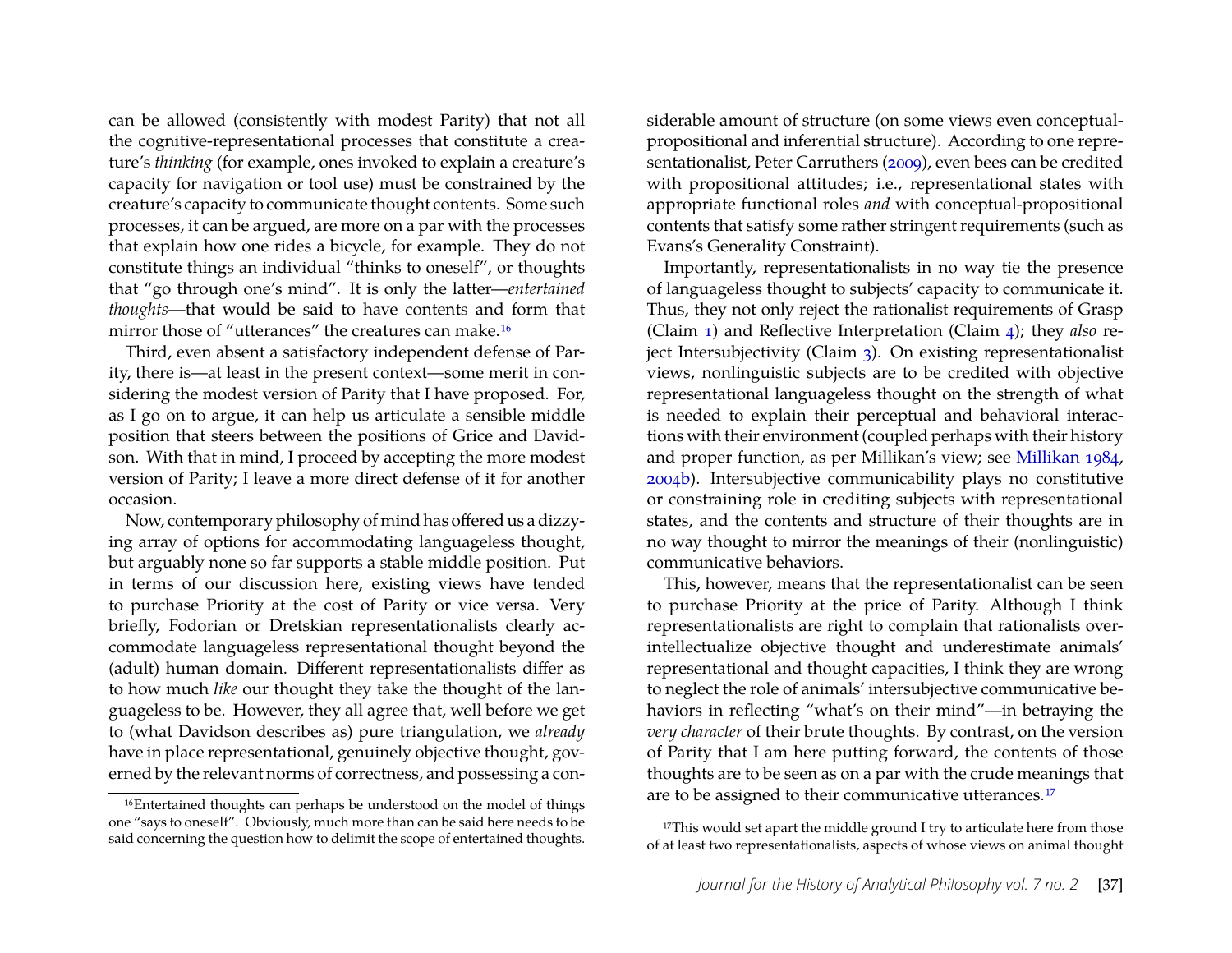can be allowed (consistently with modest Parity) that not all the cognitive-representational processes that constitute a creature's *thinking* (for example, ones invoked to explain a creature's capacity for navigation or tool use) must be constrained by the creature's capacity to communicate thought contents. Some such processes, it can be argued, are more on a par with the processes that explain how one rides a bicycle, for example. They do not constitute things an individual "thinks to oneself", or thoughts that "go through one's mind". It is only the latter—*entertained thoughts*—that would be said to have contents and form that mirror those of "utterances" the creatures can make.[16]

Third, even absent a satisfactory independent defense of Parity, there is—at least in the present context—some merit in considering the modest version of Parity that I have proposed. For, as I go on to argue, it can help us articulate a sensible middle position that steers between the positions of Grice and Davidson. With that in mind, I proceed by accepting the more modest version of Parity; I leave a more direct defense of it for another occasion.

Now, contemporary philosophy of mind has offered us a dizzying array of options for accommodating languageless thought, but arguably none so far supports a stable middle position. Put in terms of our discussion here, existing views have tended to purchase Priority at the cost of Parity or vice versa. Very briefly, Fodorian or Dretskian representationalists clearly accommodate languageless representational thought beyond the (adult) human domain. Different representationalists differ as to how much *like* our thought they take the thought of the languageless to be. However, they all agree that, well before we get to (what Davidson describes as) pure triangulation, we *already* have in place representational, genuinely objective thought, governed by the relevant norms of correctness, and possessing a considerable amount of structure (on some views even conceptual-propositional and inferential structure). According to one representationalist, Peter Carruthers (2009), even bees can be credited with propositional attitudes; i.e., representational states with appropriate functional roles *and* with conceptual-propositional contents that satisfy some rather stringent requirements (such as Evans's Generality Constraint).

Importantly, representationalists in no way tie the presence of languageless thought to subjects' capacity to communicate it. Thus, they not only reject the rationalist requirements of Grasp (Claim 1) and Reflective Interpretation (Claim 4); they *also* reject Intersubjectivity (Claim 3). On existing representationalist views, nonlinguistic subjects are to be credited with objective representational languageless thought on the strength of what is needed to explain their perceptual and behavioral interactions with their environment (coupled perhaps with their history and proper function, as per Millikan's view; see Millikan 1984, 2004b). Intersubjective communicability plays no constitutive or constraining role in crediting subjects with representational states, and the contents and structure of their thoughts are in no way thought to mirror the meanings of their (nonlinguistic) communicative behaviors.

This, however, means that the representationalist can be seen to purchase Priority at the price of Parity. Although I think representationalists are right to complain that rationalists over-intellectualize objective thought and underestimate animals' representational and thought capacities, I think they are wrong to neglect the role of animals' intersubjective communicative behaviors in reflecting "what's on their mind"—in betraying the *very character* of their brute thoughts. By contrast, on the version of Parity that I am here putting forward, the contents of those thoughts are to be seen as on a par with the crude meanings that are to be assigned to their communicative utterances.[17]

---

[16] Entertained thoughts can perhaps be understood on the model of things one "says to oneself". Obviously, much more than can be said here needs to be said concerning the question how to delimit the scope of entertained thoughts.

[17] This would set apart the middle ground I try to articulate here from those of at least two representationalists, aspects of whose views on animal thought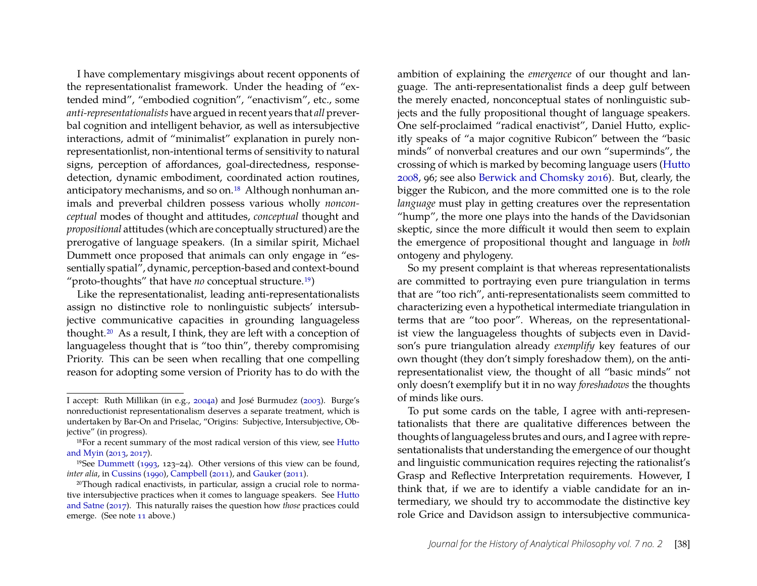I have complementary misgivings about recent opponents of the representationalist framework. Under the heading of "extended mind", "embodied cognition", "enactivism", etc., some *anti-representationalists* have argued in recent years that *all* preverbal cognition and intelligent behavior, as well as intersubjective interactions, admit of "minimalist" explanation in purely nonrepresentationlist, non-intentional terms of sensitivity to natural signs, perception of affordances, goal-directedness, response-detection, dynamic embodiment, coordinated action routines, anticipatory mechanisms, and so on.[18] Although nonhuman animals and preverbal children possess various wholly *nonconceptual* modes of thought and attitudes, *conceptual* thought and *propositional* attitudes (which are conceptually structured) are the prerogative of language speakers. (In a similar spirit, Michael Dummett once proposed that animals can only engage in "essentially spatial", dynamic, perception-based and context-bound "proto-thoughts" that have *no* conceptual structure.[19])

Like the representationalist, leading anti-representationalists assign no distinctive role to nonlinguistic subjects' intersubjective communicative capacities in grounding languageless thought.[20] As a result, I think, they are left with a conception of languageless thought that is "too thin", thereby compromising Priority. This can be seen when recalling that one compelling reason for adopting some version of Priority has to do with the ambition of explaining the *emergence* of our thought and language. The anti-representationalist finds a deep gulf between the merely enacted, nonconceptual states of nonlinguistic subjects and the fully propositional thought of language speakers. One self-proclaimed "radical enactivist", Daniel Hutto, explicitly speaks of "a major cognitive Rubicon" between the "basic minds" of nonverbal creatures and our own "superminds", the crossing of which is marked by becoming language users (Hutto 2008, 96; see also Berwick and Chomsky 2016). But, clearly, the bigger the Rubicon, and the more committed one is to the role *language* must play in getting creatures over the representation "hump", the more one plays into the hands of the Davidsonian skeptic, since the more difficult it would then seem to explain the emergence of propositional thought and language in *both* ontogeny and phylogeny.

So my present complaint is that whereas representationalists are committed to portraying even pure triangulation in terms that are "too rich", anti-representationalists seem committed to characterizing even a hypothetical intermediate triangulation in terms that are "too poor". Whereas, on the representationalist view the languageless thoughts of subjects even in Davidson's pure triangulation already *exemplify* key features of our own thought (they don't simply foreshadow them), on the anti-representationalist view, the thought of all "basic minds" not only doesn't exemplify but it in no way *foreshadows* the thoughts of minds like ours.

To put some cards on the table, I agree with anti-representationalists that there are qualitative differences between the thoughts of languageless brutes and ours, and I agree with representationalists that understanding the emergence of our thought and linguistic communication requires rejecting the rationalist's Grasp and Reflective Interpretation requirements. However, I think that, if we are to identify a viable candidate for an intermediary, we should try to accommodate the distinctive key role Grice and Davidson assign to intersubjective communica-

---

I accept: Ruth Millikan (in e.g., 2004a) and José Burmudez (2003). Burge's nonreductionist representationalism deserves a separate treatment, which is undertaken by Bar-On and Priselac, "Origins: Subjective, Intersubjective, Objective" (in progress).

[18] For a recent summary of the most radical version of this view, see Hutto and Myin (2013, 2017).

[19] See Dummett (1993, 123–24). Other versions of this view can be found, *inter alia*, in Cussins (1990), Campbell (2011), and Gauker (2011).

[20] Though radical enactivists, in particular, assign a crucial role to normative intersubjective practices when it comes to language speakers. See Hutto and Satne (2017). This naturally raises the question how *those* practices could emerge. (See note 11 above.)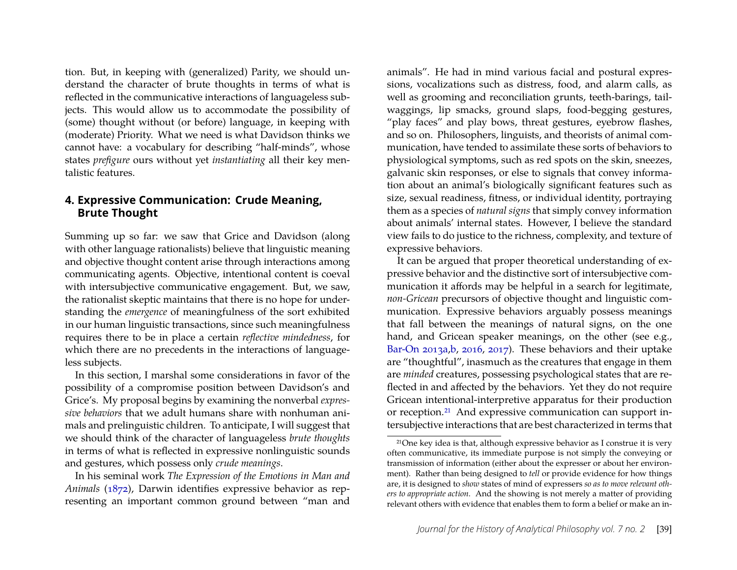tion. But, in keeping with (generalized) Parity, we should understand the character of brute thoughts in terms of what is reflected in the communicative interactions of languageless subjects. This would allow us to accommodate the possibility of (some) thought without (or before) language, in keeping with (moderate) Priority. What we need is what Davidson thinks we cannot have: a vocabulary for describing "half-minds", whose states *prefigure* ours without yet *instantiating* all their key mentalistic features.

## 4. Expressive Communication: Crude Meaning, Brute Thought

Summing up so far: we saw that Grice and Davidson (along with other language rationalists) believe that linguistic meaning and objective thought content arise through interactions among communicating agents. Objective, intentional content is coeval with intersubjective communicative engagement. But, we saw, the rationalist skeptic maintains that there is no hope for understanding the *emergence* of meaningfulness of the sort exhibited in our human linguistic transactions, since such meaningfulness requires there to be in place a certain *reflective mindedness*, for which there are no precedents in the interactions of languageless subjects.

In this section, I marshal some considerations in favor of the possibility of a compromise position between Davidson's and Grice's. My proposal begins by examining the nonverbal *expressive behaviors* that we adult humans share with nonhuman animals and prelinguistic children. To anticipate, I will suggest that we should think of the character of languageless *brute thoughts* in terms of what is reflected in expressive nonlinguistic sounds and gestures, which possess only *crude meanings*.

In his seminal work *The Expression of the Emotions in Man and Animals* (1872), Darwin identifies expressive behavior as representing an important common ground between "man and animals". He had in mind various facial and postural expressions, vocalizations such as distress, food, and alarm calls, as well as grooming and reconciliation grunts, teeth-barings, tail-waggings, lip smacks, ground slaps, food-begging gestures, "play faces" and play bows, threat gestures, eyebrow flashes, and so on. Philosophers, linguists, and theorists of animal communication, have tended to assimilate these sorts of behaviors to physiological symptoms, such as red spots on the skin, sneezes, galvanic skin responses, or else to signals that convey information about an animal's biologically significant features such as size, sexual readiness, fitness, or individual identity, portraying them as a species of *natural signs* that simply convey information about animals' internal states. However, I believe the standard view fails to do justice to the richness, complexity, and texture of expressive behaviors.

It can be argued that proper theoretical understanding of expressive behavior and the distinctive sort of intersubjective communication it affords may be helpful in a search for legitimate, *non-Gricean* precursors of objective thought and linguistic communication. Expressive behaviors arguably possess meanings that fall between the meanings of natural signs, on the one hand, and Gricean speaker meanings, on the other (see e.g., Bar-On 2013a,b, 2016, 2017). These behaviors and their uptake are "thoughtful", inasmuch as the creatures that engage in them are *minded* creatures, possessing psychological states that are reflected in and affected by the behaviors. Yet they do not require Gricean intentional-interpretive apparatus for their production or reception.[21] And expressive communication can support intersubjective interactions that are best characterized in terms that

[21] One key idea is that, although expressive behavior as I construe it is very often communicative, its immediate purpose is not simply the conveying or transmission of information (either about the expresser or about her environment). Rather than being designed to *tell* or provide evidence for how things are, it is designed to *show* states of mind of expressers *so as to move relevant others to appropriate action*. And the showing is not merely a matter of providing relevant others with evidence that enables them to form a belief or make an in-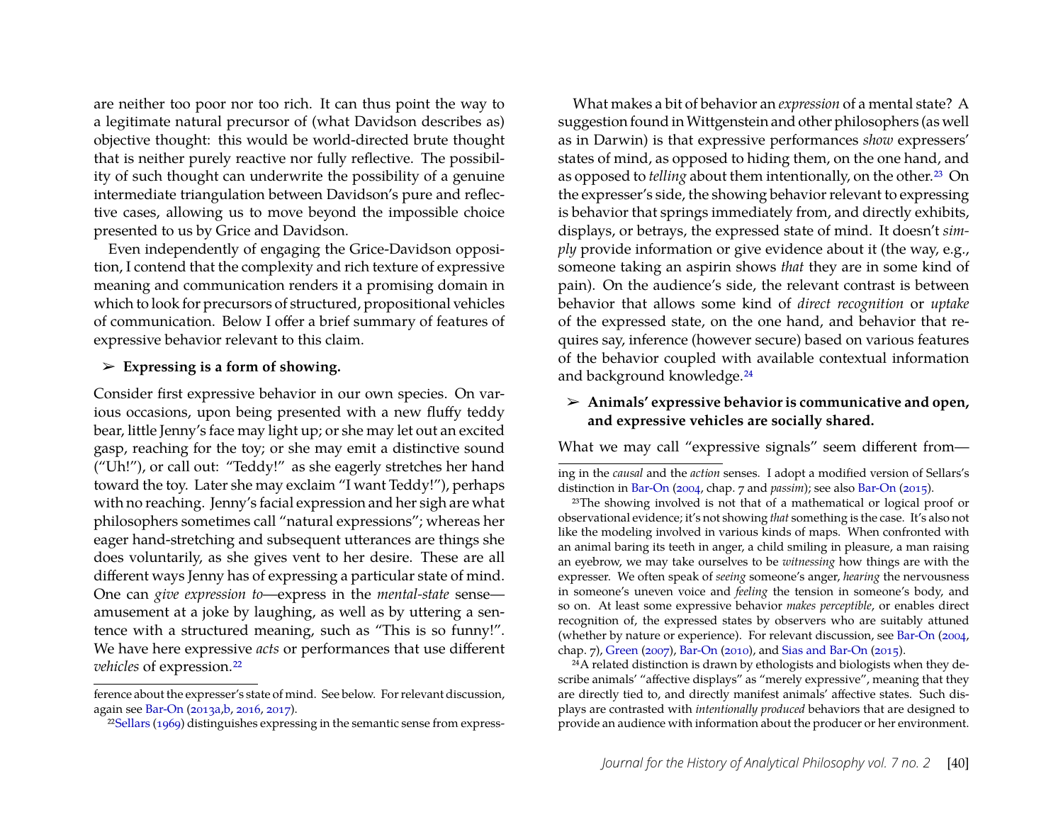are neither too poor nor too rich. It can thus point the way to a legitimate natural precursor of (what Davidson describes as) objective thought: this would be world-directed brute thought that is neither purely reactive nor fully reflective. The possibility of such thought can underwrite the possibility of a genuine intermediate triangulation between Davidson's pure and reflective cases, allowing us to move beyond the impossible choice presented to us by Grice and Davidson.

Even independently of engaging the Grice-Davidson opposition, I contend that the complexity and rich texture of expressive meaning and communication renders it a promising domain in which to look for precursors of structured, propositional vehicles of communication. Below I offer a brief summary of features of expressive behavior relevant to this claim.

➢ **Expressing is a form of showing.**

Consider first expressive behavior in our own species. On various occasions, upon being presented with a new fluffy teddy bear, little Jenny's face may light up; or she may let out an excited gasp, reaching for the toy; or she may emit a distinctive sound ("Uh!"), or call out: "Teddy!" as she eagerly stretches her hand toward the toy. Later she may exclaim "I want Teddy!"), perhaps with no reaching. Jenny's facial expression and her sigh are what philosophers sometimes call "natural expressions"; whereas her eager hand-stretching and subsequent utterances are things she does voluntarily, as she gives vent to her desire. These are all different ways Jenny has of expressing a particular state of mind. One can *give expression to*—express in the *mental-state* sense—amusement at a joke by laughing, as well as by uttering a sentence with a structured meaning, such as "This is so funny!". We have here expressive *acts* or performances that use different *vehicles* of expression.[22]

What makes a bit of behavior an *expression* of a mental state? A suggestion found in Wittgenstein and other philosophers (as well as in Darwin) is that expressive performances *show* expressers' states of mind, as opposed to hiding them, on the one hand, and as opposed to *telling* about them intentionally, on the other.[23] On the expresser's side, the showing behavior relevant to expressing is behavior that springs immediately from, and directly exhibits, displays, or betrays, the expressed state of mind. It doesn't *simply* provide information or give evidence about it (the way, e.g., someone taking an aspirin shows *that* they are in some kind of pain). On the audience's side, the relevant contrast is between behavior that allows some kind of *direct recognition* or *uptake* of the expressed state, on the one hand, and behavior that requires say, inference (however secure) based on various features of the behavior coupled with available contextual information and background knowledge.[24]

➢ **Animals' expressive behavior is communicative and open, and expressive vehicles are socially shared.**

What we may call "expressive signals" seem different from—

---

ference about the expresser's state of mind. See below. For relevant discussion, again see Bar-On (2013a,b, 2016, 2017).

[22] Sellars (1969) distinguishes expressing in the semantic sense from expressing in the *causal* and the *action* senses. I adopt a modified version of Sellars's distinction in Bar-On (2004, chap. 7 and *passim*); see also Bar-On (2015).

[23] The showing involved is not that of a mathematical or logical proof or observational evidence; it's not showing *that* something is the case. It's also not like the modeling involved in various kinds of maps. When confronted with an animal baring its teeth in anger, a child smiling in pleasure, a man raising an eyebrow, we may take ourselves to be *witnessing* how things are with the expresser. We often speak of *seeing* someone's anger, *hearing* the nervousness in someone's uneven voice and *feeling* the tension in someone's body, and so on. At least some expressive behavior *makes perceptible*, or enables direct recognition of, the expressed states by observers who are suitably attuned (whether by nature or experience). For relevant discussion, see Bar-On (2004, chap. 7), Green (2007), Bar-On (2010), and Sias and Bar-On (2015).

[24] A related distinction is drawn by ethologists and biologists when they describe animals' "affective displays" as "merely expressive", meaning that they are directly tied to, and directly manifest animals' affective states. Such displays are contrasted with *intentionally produced* behaviors that are designed to provide an audience with information about the producer or her environment.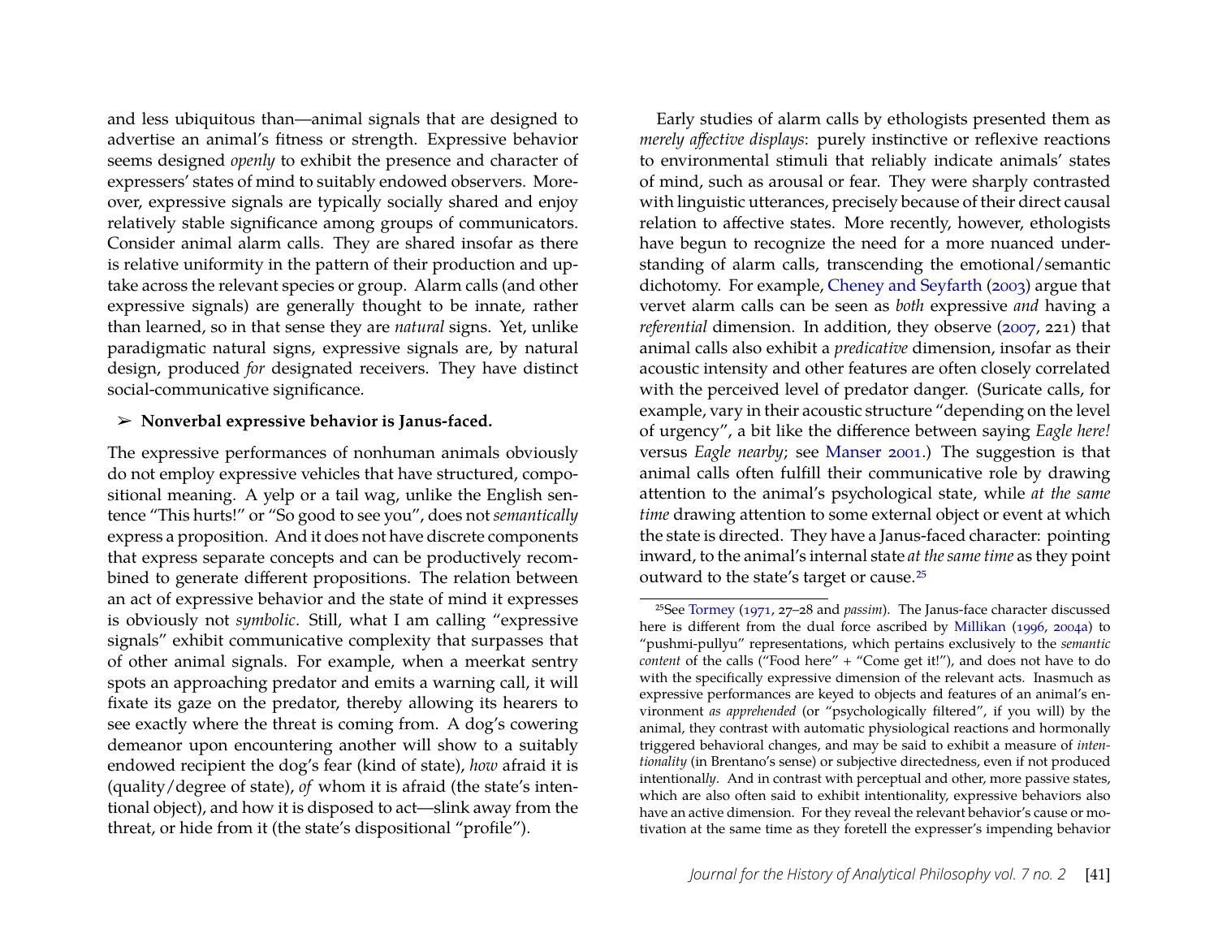and less ubiquitous than—animal signals that are designed to advertise an animal's fitness or strength. Expressive behavior seems designed *openly* to exhibit the presence and character of expressers' states of mind to suitably endowed observers. Moreover, expressive signals are typically socially shared and enjoy relatively stable significance among groups of communicators. Consider animal alarm calls. They are shared insofar as there is relative uniformity in the pattern of their production and uptake across the relevant species or group. Alarm calls (and other expressive signals) are generally thought to be innate, rather than learned, so in that sense they are *natural* signs. Yet, unlike paradigmatic natural signs, expressive signals are, by natural design, produced *for* designated receivers. They have distinct social-communicative significance.

➢ **Nonverbal expressive behavior is Janus-faced.**

The expressive performances of nonhuman animals obviously do not employ expressive vehicles that have structured, compositional meaning. A yelp or a tail wag, unlike the English sentence "This hurts!" or "So good to see you", does not *semantically* express a proposition. And it does not have discrete components that express separate concepts and can be productively recombined to generate different propositions. The relation between an act of expressive behavior and the state of mind it expresses is obviously not *symbolic*. Still, what I am calling "expressive signals" exhibit communicative complexity that surpasses that of other animal signals. For example, when a meerkat sentry spots an approaching predator and emits a warning call, it will fixate its gaze on the predator, thereby allowing its hearers to see exactly where the threat is coming from. A dog's cowering demeanor upon encountering another will show to a suitably endowed recipient the dog's fear (kind of state), *how* afraid it is (quality/degree of state), *of* whom it is afraid (the state's intentional object), and how it is disposed to act—slink away from the threat, or hide from it (the state's dispositional "profile").

Early studies of alarm calls by ethologists presented them as *merely affective displays*: purely instinctive or reflexive reactions to environmental stimuli that reliably indicate animals' states of mind, such as arousal or fear. They were sharply contrasted with linguistic utterances, precisely because of their direct causal relation to affective states. More recently, however, ethologists have begun to recognize the need for a more nuanced understanding of alarm calls, transcending the emotional/semantic dichotomy. For example, Cheney and Seyfarth (2003) argue that vervet alarm calls can be seen as *both* expressive *and* having a *referential* dimension. In addition, they observe (2007, 221) that animal calls also exhibit a *predicative* dimension, insofar as their acoustic intensity and other features are often closely correlated with the perceived level of predator danger. (Suricate calls, for example, vary in their acoustic structure "depending on the level of urgency", a bit like the difference between saying *Eagle here!* versus *Eagle nearby*; see Manser 2001.) The suggestion is that animal calls often fulfill their communicative role by drawing attention to the animal's psychological state, while *at the same time* drawing attention to some external object or event at which the state is directed. They have a Janus-faced character: pointing inward, to the animal's internal state *at the same time* as they point outward to the state's target or cause.[25]

[25]See Tormey (1971, 27–28 and *passim*). The Janus-face character discussed here is different from the dual force ascribed by Millikan (1996, 2004a) to "pushmi-pullyu" representations, which pertains exclusively to the *semantic content* of the calls ("Food here" + "Come get it!"), and does not have to do with the specifically expressive dimension of the relevant acts. Inasmuch as expressive performances are keyed to objects and features of an animal's environment *as apprehended* (or "psychologically filtered", if you will) by the animal, they contrast with automatic physiological reactions and hormonally triggered behavioral changes, and may be said to exhibit a measure of *intentionality* (in Brentano's sense) or subjective directedness, even if not produced intentional*ly*. And in contrast with perceptual and other, more passive states, which are also often said to exhibit intentionality, expressive behaviors also have an active dimension. For they reveal the relevant behavior's cause or motivation at the same time as they foretell the expresser's impending behavior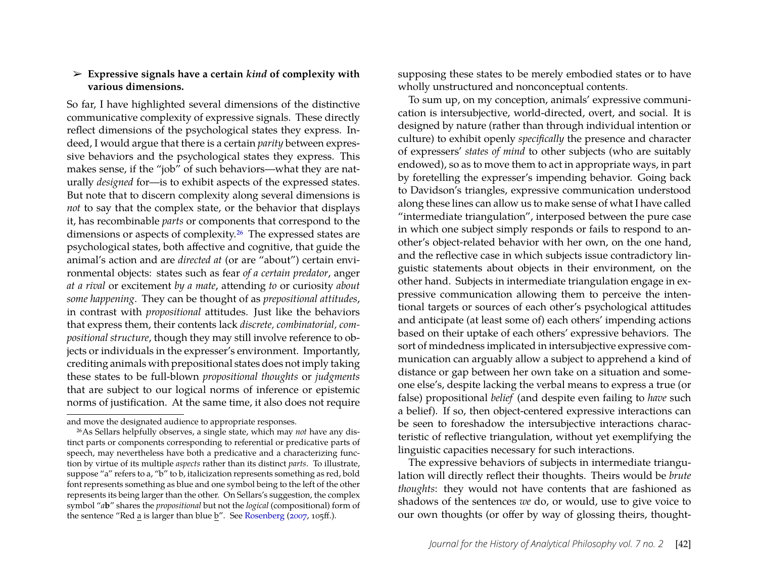➢ **Expressive signals have a certain *kind* of complexity with various dimensions.**

So far, I have highlighted several dimensions of the distinctive communicative complexity of expressive signals. These directly reflect dimensions of the psychological states they express. Indeed, I would argue that there is a certain *parity* between expressive behaviors and the psychological states they express. This makes sense, if the "job" of such behaviors—what they are naturally *designed* for—is to exhibit aspects of the expressed states. But note that to discern complexity along several dimensions is *not* to say that the complex state, or the behavior that displays it, has recombinable *parts* or components that correspond to the dimensions or aspects of complexity.[26] The expressed states are psychological states, both affective and cognitive, that guide the animal's action and are *directed at* (or are "about") certain environmental objects: states such as fear *of a certain predator*, anger *at a rival* or excitement *by a mate*, attending *to* or curiosity *about some happening*. They can be thought of as *prepositional attitudes*, in contrast with *propositional* attitudes. Just like the behaviors that express them, their contents lack *discrete, combinatorial, compositional structure*, though they may still involve reference to objects or individuals in the expresser's environment. Importantly, crediting animals with prepositional states does not imply taking these states to be full-blown *propositional thoughts* or *judgments* that are subject to our logical norms of inference or epistemic norms of justification. At the same time, it also does not require supposing these states to be merely embodied states or to have wholly unstructured and nonconceptual contents.

To sum up, on my conception, animals' expressive communication is intersubjective, world-directed, overt, and social. It is designed by nature (rather than through individual intention or culture) to exhibit openly *specifically* the presence and character of expressers' *states of mind* to other subjects (who are suitably endowed), so as to move them to act in appropriate ways, in part by foretelling the expresser's impending behavior. Going back to Davidson's triangles, expressive communication understood along these lines can allow us to make sense of what I have called "intermediate triangulation", interposed between the pure case in which one subject simply responds or fails to respond to another's object-related behavior with her own, on the one hand, and the reflective case in which subjects issue contradictory linguistic statements about objects in their environment, on the other hand. Subjects in intermediate triangulation engage in expressive communication allowing them to perceive the intentional targets or sources of each other's psychological attitudes and anticipate (at least some of) each others' impending actions based on their uptake of each others' expressive behaviors. The sort of mindedness implicated in intersubjective expressive communication can arguably allow a subject to apprehend a kind of distance or gap between her own take on a situation and someone else's, despite lacking the verbal means to express a true (or false) propositional *belief* (and despite even failing to *have* such a belief). If so, then object-centered expressive interactions can be seen to foreshadow the intersubjective interactions characteristic of reflective triangulation, without yet exemplifying the linguistic capacities necessary for such interactions.

The expressive behaviors of subjects in intermediate triangulation will directly reflect their thoughts. Theirs would be *brute thoughts*: they would not have contents that are fashioned as shadows of the sentences *we* do, or would, use to give voice to our own thoughts (or offer by way of glossing theirs, thought-

---

and move the designated audience to appropriate responses.

[26] As Sellars helpfully observes, a single state, which may *not* have any distinct parts or components corresponding to referential or predicative parts of speech, may nevertheless have both a predicative and a characterizing function by virtue of its multiple *aspects* rather than its distinct *parts*. To illustrate, suppose "a" refers to a, "b" to b, italicization represents something as red, bold font represents something as blue and one symbol being to the left of the other represents its being larger than the other. On Sellars's suggestion, the complex symbol "*a***b**" shares the *propositional* but not the *logical* (compositional) form of the sentence "Red a is larger than blue b". See Rosenberg (2007, 105ff.).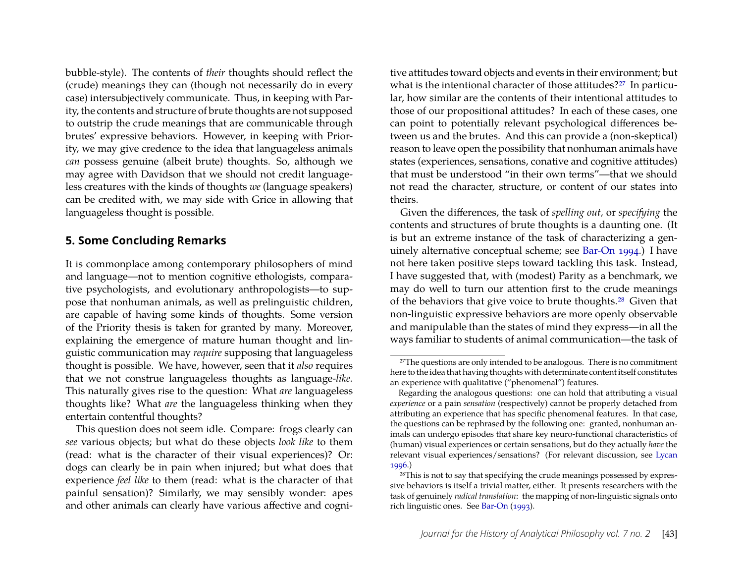bubble-style). The contents of *their* thoughts should reflect the (crude) meanings they can (though not necessarily do in every case) intersubjectively communicate. Thus, in keeping with Parity, the contents and structure of brute thoughts are not supposed to outstrip the crude meanings that are communicable through brutes' expressive behaviors. However, in keeping with Priority, we may give credence to the idea that languageless animals *can* possess genuine (albeit brute) thoughts. So, although we may agree with Davidson that we should not credit languageless creatures with the kinds of thoughts *we* (language speakers) can be credited with, we may side with Grice in allowing that languageless thought is possible.

## 5. Some Concluding Remarks

It is commonplace among contemporary philosophers of mind and language—not to mention cognitive ethologists, comparative psychologists, and evolutionary anthropologists—to suppose that nonhuman animals, as well as prelinguistic children, are capable of having some kinds of thoughts. Some version of the Priority thesis is taken for granted by many. Moreover, explaining the emergence of mature human thought and linguistic communication may *require* supposing that languageless thought is possible. We have, however, seen that it *also* requires that we not construe languageless thoughts as language-*like*. This naturally gives rise to the question: What *are* languageless thoughts like? What *are* the languageless thinking when they entertain contentful thoughts?

This question does not seem idle. Compare: frogs clearly can *see* various objects; but what do these objects *look like* to them (read: what is the character of their visual experiences)? Or: dogs can clearly be in pain when injured; but what does that experience *feel like* to them (read: what is the character of that painful sensation)? Similarly, we may sensibly wonder: apes and other animals can clearly have various affective and cognitive attitudes toward objects and events in their environment; but what is the intentional character of those attitudes?[27] In particular, how similar are the contents of their intentional attitudes to those of our propositional attitudes? In each of these cases, one can point to potentially relevant psychological differences between us and the brutes. And this can provide a (non-skeptical) reason to leave open the possibility that nonhuman animals have states (experiences, sensations, conative and cognitive attitudes) that must be understood "in their own terms"—that we should not read the character, structure, or content of our states into theirs.

Given the differences, the task of *spelling out*, or *specifying* the contents and structures of brute thoughts is a daunting one. (It is but an extreme instance of the task of characterizing a genuinely alternative conceptual scheme; see Bar-On 1994.) I have not here taken positive steps toward tackling this task. Instead, I have suggested that, with (modest) Parity as a benchmark, we may do well to turn our attention first to the crude meanings of the behaviors that give voice to brute thoughts.[28] Given that non-linguistic expressive behaviors are more openly observable and manipulable than the states of mind they express—in all the ways familiar to students of animal communication—the task of

[27] The questions are only intended to be analogous. There is no commitment here to the idea that having thoughts with determinate content itself constitutes an experience with qualitative ("phenomenal") features.

Regarding the analogous questions: one can hold that attributing a visual *experience* or a pain *sensation* (respectively) cannot be properly detached from attributing an experience that has specific phenomenal features. In that case, the questions can be rephrased by the following one: granted, nonhuman animals can undergo episodes that share key neuro-functional characteristics of (human) visual experiences or certain sensations, but do they actually *have* the relevant visual experiences/sensations? (For relevant discussion, see Lycan 1996.)

[28] This is not to say that specifying the crude meanings possessed by expressive behaviors is itself a trivial matter, either. It presents researchers with the task of genuinely *radical translation*: the mapping of non-linguistic signals onto rich linguistic ones. See Bar-On (1993).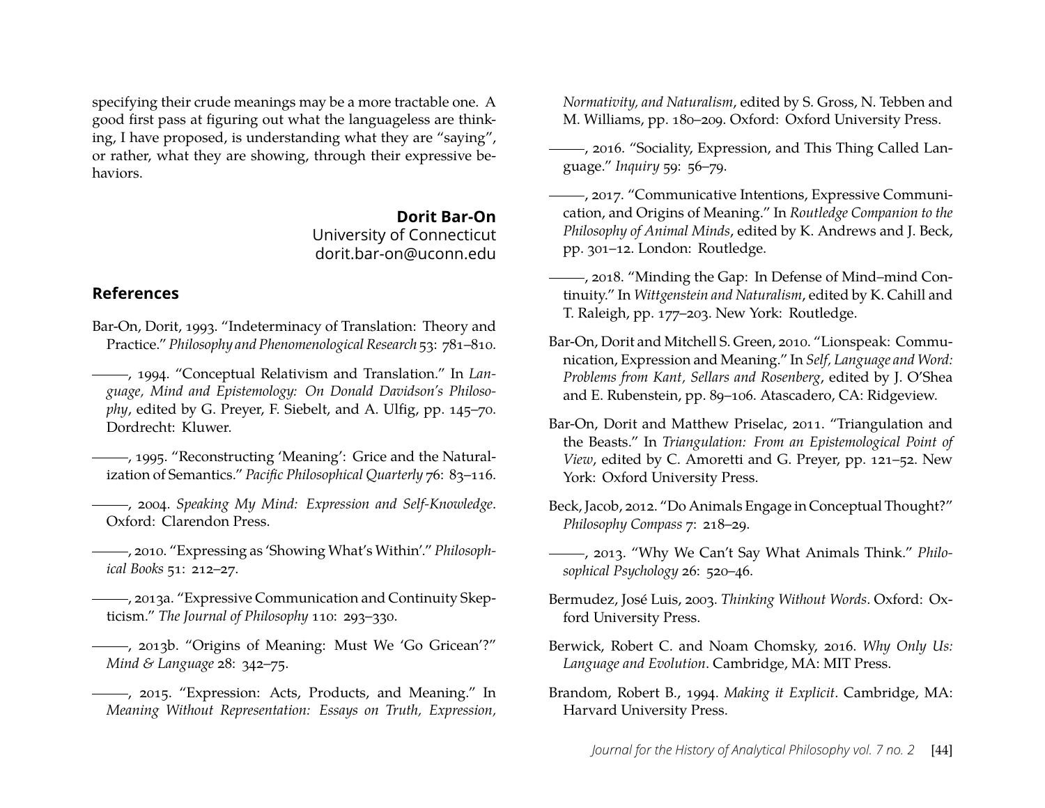specifying their crude meanings may be a more tractable one. A good first pass at figuring out what the languageless are thinking, I have proposed, is understanding what they are "saying", or rather, what they are showing, through their expressive behaviors.

**Dorit Bar-On**
University of Connecticut
dorit.bar-on@uconn.edu

## References

Bar-On, Dorit, 1993. "Indeterminacy of Translation: Theory and Practice." *Philosophy and Phenomenological Research* 53: 781–810.

———, 1994. "Conceptual Relativism and Translation." In *Language, Mind and Epistemology: On Donald Davidson's Philosophy*, edited by G. Preyer, F. Siebelt, and A. Ulfig, pp. 145–70. Dordrecht: Kluwer.

———, 1995. "Reconstructing 'Meaning': Grice and the Naturalization of Semantics." *Pacific Philosophical Quarterly* 76: 83–116.

———, 2004. *Speaking My Mind: Expression and Self-Knowledge*. Oxford: Clarendon Press.

———, 2010. "Expressing as 'Showing What's Within'." *Philosophical Books* 51: 212–27.

———, 2013a. "Expressive Communication and Continuity Skepticism." *The Journal of Philosophy* 110: 293–330.

———, 2013b. "Origins of Meaning: Must We 'Go Gricean'?" *Mind & Language* 28: 342–75.

———, 2015. "Expression: Acts, Products, and Meaning." In *Meaning Without Representation: Essays on Truth, Expression, Normativity, and Naturalism*, edited by S. Gross, N. Tebben and M. Williams, pp. 180–209. Oxford: Oxford University Press.

———, 2016. "Sociality, Expression, and This Thing Called Language." *Inquiry* 59: 56–79.

———, 2017. "Communicative Intentions, Expressive Communication, and Origins of Meaning." In *Routledge Companion to the Philosophy of Animal Minds*, edited by K. Andrews and J. Beck, pp. 301–12. London: Routledge.

———, 2018. "Minding the Gap: In Defense of Mind–mind Continuity." In *Wittgenstein and Naturalism*, edited by K. Cahill and T. Raleigh, pp. 177–203. New York: Routledge.

Bar-On, Dorit and Mitchell S. Green, 2010. "Lionspeak: Communication, Expression and Meaning." In *Self, Language and Word: Problems from Kant, Sellars and Rosenberg*, edited by J. O'Shea and E. Rubenstein, pp. 89–106. Atascadero, CA: Ridgeview.

Bar-On, Dorit and Matthew Priselac, 2011. "Triangulation and the Beasts." In *Triangulation: From an Epistemological Point of View*, edited by C. Amoretti and G. Preyer, pp. 121–52. New York: Oxford University Press.

Beck, Jacob, 2012. "Do Animals Engage in Conceptual Thought?" *Philosophy Compass* 7: 218–29.

———, 2013. "Why We Can't Say What Animals Think." *Philosophical Psychology* 26: 520–46.

Bermudez, José Luis, 2003. *Thinking Without Words*. Oxford: Oxford University Press.

Berwick, Robert C. and Noam Chomsky, 2016. *Why Only Us: Language and Evolution*. Cambridge, MA: MIT Press.

Brandom, Robert B., 1994. *Making it Explicit*. Cambridge, MA: Harvard University Press.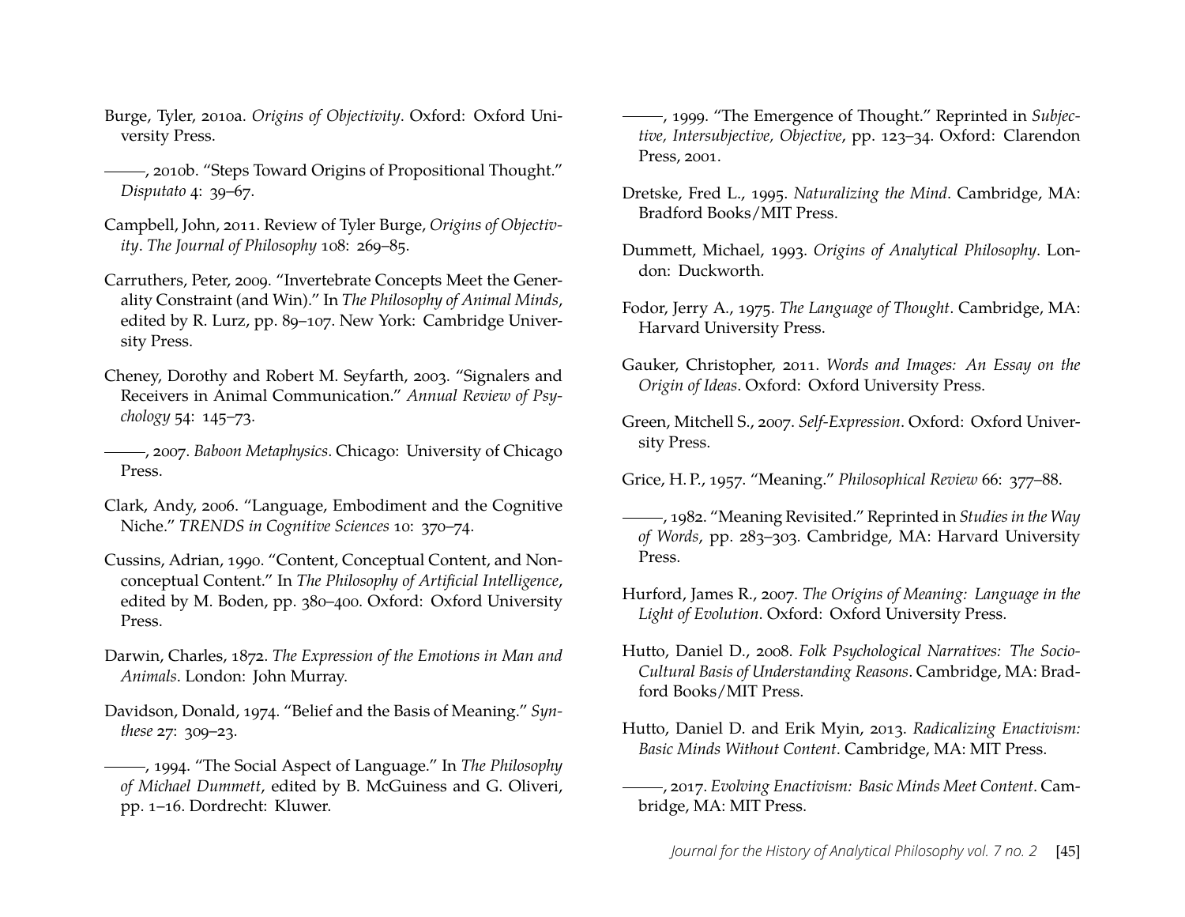Burge, Tyler, 2010a. *Origins of Objectivity*. Oxford: Oxford University Press.

———, 2010b. "Steps Toward Origins of Propositional Thought." *Disputato* 4: 39–67.

Campbell, John, 2011. Review of Tyler Burge, *Origins of Objectivity*. *The Journal of Philosophy* 108: 269–85.

Carruthers, Peter, 2009. "Invertebrate Concepts Meet the Generality Constraint (and Win)." In *The Philosophy of Animal Minds*, edited by R. Lurz, pp. 89–107. New York: Cambridge University Press.

Cheney, Dorothy and Robert M. Seyfarth, 2003. "Signalers and Receivers in Animal Communication." *Annual Review of Psychology* 54: 145–73.

———, 2007. *Baboon Metaphysics*. Chicago: University of Chicago Press.

Clark, Andy, 2006. "Language, Embodiment and the Cognitive Niche." *TRENDS in Cognitive Sciences* 10: 370–74.

Cussins, Adrian, 1990. "Content, Conceptual Content, and Nonconceptual Content." In *The Philosophy of Artificial Intelligence*, edited by M. Boden, pp. 380–400. Oxford: Oxford University Press.

Darwin, Charles, 1872. *The Expression of the Emotions in Man and Animals*. London: John Murray.

Davidson, Donald, 1974. "Belief and the Basis of Meaning." *Synthese* 27: 309–23.

———, 1994. "The Social Aspect of Language." In *The Philosophy of Michael Dummett*, edited by B. McGuiness and G. Oliveri, pp. 1–16. Dordrecht: Kluwer.

———, 1999. "The Emergence of Thought." Reprinted in *Subjective, Intersubjective, Objective*, pp. 123–34. Oxford: Clarendon Press, 2001.

Dretske, Fred L., 1995. *Naturalizing the Mind*. Cambridge, MA: Bradford Books/MIT Press.

Dummett, Michael, 1993. *Origins of Analytical Philosophy*. London: Duckworth.

Fodor, Jerry A., 1975. *The Language of Thought*. Cambridge, MA: Harvard University Press.

Gauker, Christopher, 2011. *Words and Images: An Essay on the Origin of Ideas*. Oxford: Oxford University Press.

Green, Mitchell S., 2007. *Self-Expression*. Oxford: Oxford University Press.

Grice, H. P., 1957. "Meaning." *Philosophical Review* 66: 377–88.

———, 1982. "Meaning Revisited." Reprinted in *Studies in the Way of Words*, pp. 283–303. Cambridge, MA: Harvard University Press.

Hurford, James R., 2007. *The Origins of Meaning: Language in the Light of Evolution*. Oxford: Oxford University Press.

Hutto, Daniel D., 2008. *Folk Psychological Narratives: The Socio-Cultural Basis of Understanding Reasons*. Cambridge, MA: Bradford Books/MIT Press.

Hutto, Daniel D. and Erik Myin, 2013. *Radicalizing Enactivism: Basic Minds Without Content*. Cambridge, MA: MIT Press.

———, 2017. *Evolving Enactivism: Basic Minds Meet Content*. Cambridge, MA: MIT Press.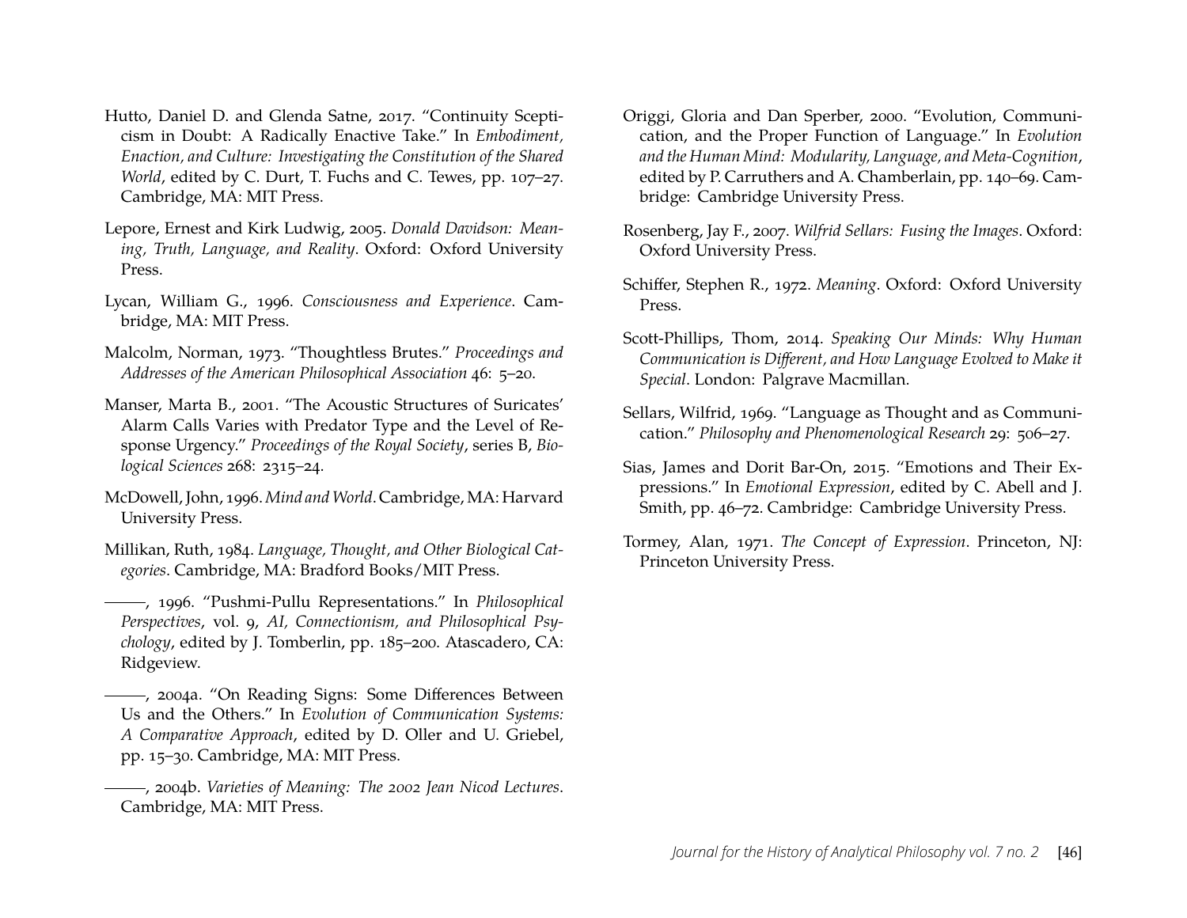Hutto, Daniel D. and Glenda Satne, 2017. "Continuity Scepticism in Doubt: A Radically Enactive Take." In *Embodiment, Enaction, and Culture: Investigating the Constitution of the Shared World*, edited by C. Durt, T. Fuchs and C. Tewes, pp. 107–27. Cambridge, MA: MIT Press.

Lepore, Ernest and Kirk Ludwig, 2005. *Donald Davidson: Meaning, Truth, Language, and Reality*. Oxford: Oxford University Press.

Lycan, William G., 1996. *Consciousness and Experience*. Cambridge, MA: MIT Press.

Malcolm, Norman, 1973. "Thoughtless Brutes." *Proceedings and Addresses of the American Philosophical Association* 46: 5–20.

Manser, Marta B., 2001. "The Acoustic Structures of Suricates' Alarm Calls Varies with Predator Type and the Level of Response Urgency." *Proceedings of the Royal Society*, series B, *Biological Sciences* 268: 2315–24.

McDowell, John, 1996. *Mind and World*. Cambridge, MA: Harvard University Press.

Millikan, Ruth, 1984. *Language, Thought, and Other Biological Categories*. Cambridge, MA: Bradford Books/MIT Press.

———, 1996. "Pushmi-Pullu Representations." In *Philosophical Perspectives*, vol. 9, *AI, Connectionism, and Philosophical Psychology*, edited by J. Tomberlin, pp. 185–200. Atascadero, CA: Ridgeview.

———, 2004a. "On Reading Signs: Some Differences Between Us and the Others." In *Evolution of Communication Systems: A Comparative Approach*, edited by D. Oller and U. Griebel, pp. 15–30. Cambridge, MA: MIT Press.

———, 2004b. *Varieties of Meaning: The 2002 Jean Nicod Lectures*. Cambridge, MA: MIT Press.

Origgi, Gloria and Dan Sperber, 2000. "Evolution, Communication, and the Proper Function of Language." In *Evolution and the Human Mind: Modularity, Language, and Meta-Cognition*, edited by P. Carruthers and A. Chamberlain, pp. 140–69. Cambridge: Cambridge University Press.

Rosenberg, Jay F., 2007. *Wilfrid Sellars: Fusing the Images*. Oxford: Oxford University Press.

Schiffer, Stephen R., 1972. *Meaning*. Oxford: Oxford University Press.

Scott-Phillips, Thom, 2014. *Speaking Our Minds: Why Human Communication is Different, and How Language Evolved to Make it Special*. London: Palgrave Macmillan.

Sellars, Wilfrid, 1969. "Language as Thought and as Communication." *Philosophy and Phenomenological Research* 29: 506–27.

Sias, James and Dorit Bar-On, 2015. "Emotions and Their Expressions." In *Emotional Expression*, edited by C. Abell and J. Smith, pp. 46–72. Cambridge: Cambridge University Press.

Tormey, Alan, 1971. *The Concept of Expression*. Princeton, NJ: Princeton University Press.